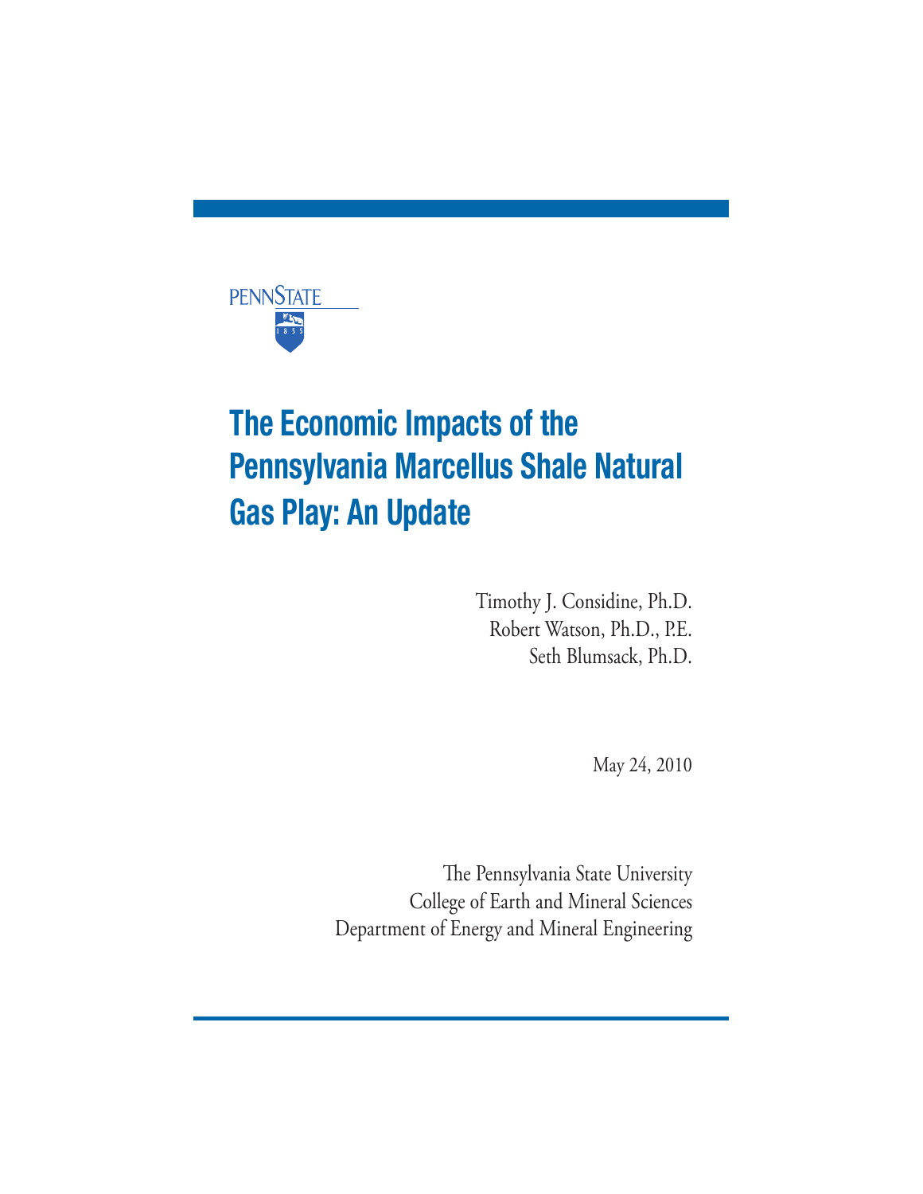PENNSTATE

1 8 5 5

# The Economic Impacts of the Pennsylvania Marcellus Shale Natural Gas Play: An Update

Timothy J. Considine, Ph.D.
Robert Watson, Ph.D., P.E.
Seth Blumsack, Ph.D.

May 24, 2010

The Pennsylvania State University
College of Earth and Mineral Sciences
Department of Energy and Mineral Engineering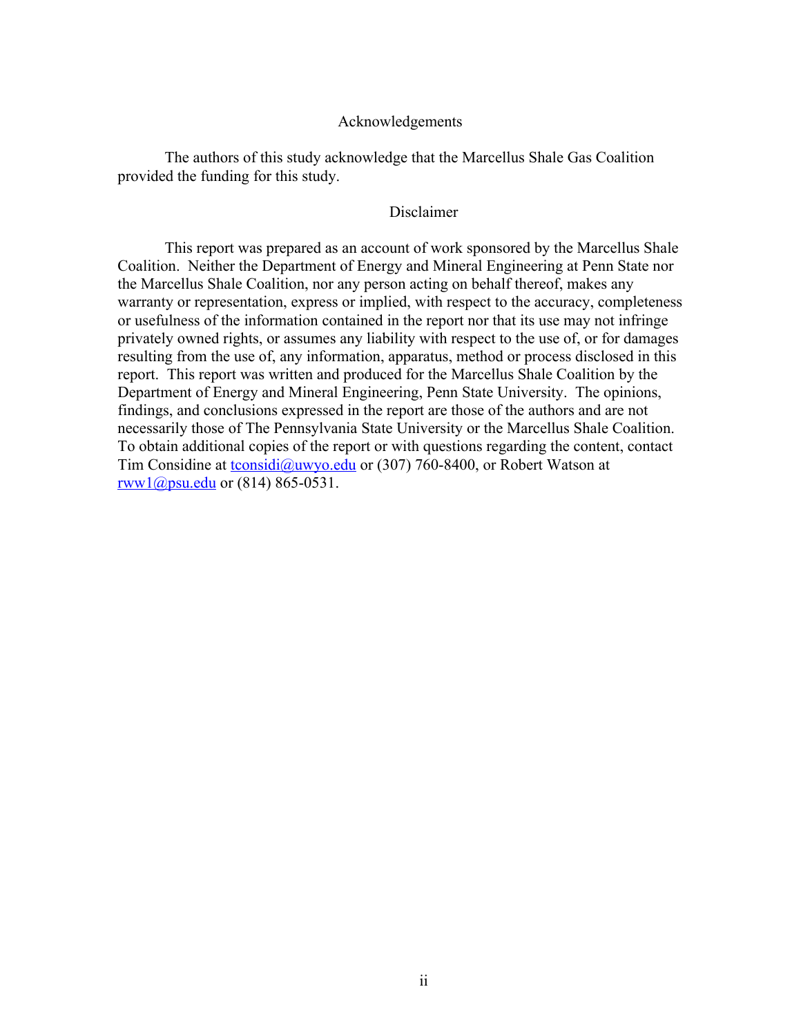## Acknowledgements

The authors of this study acknowledge that the Marcellus Shale Gas Coalition provided the funding for this study.

## Disclaimer

This report was prepared as an account of work sponsored by the Marcellus Shale Coalition. Neither the Department of Energy and Mineral Engineering at Penn State nor the Marcellus Shale Coalition, nor any person acting on behalf thereof, makes any warranty or representation, express or implied, with respect to the accuracy, completeness or usefulness of the information contained in the report nor that its use may not infringe privately owned rights, or assumes any liability with respect to the use of, or for damages resulting from the use of, any information, apparatus, method or process disclosed in this report. This report was written and produced for the Marcellus Shale Coalition by the Department of Energy and Mineral Engineering, Penn State University. The opinions, findings, and conclusions expressed in the report are those of the authors and are not necessarily those of The Pennsylvania State University or the Marcellus Shale Coalition. To obtain additional copies of the report or with questions regarding the content, contact Tim Considine at tconsidi@uwyo.edu or (307) 760-8400, or Robert Watson at rww1@psu.edu or (814) 865-0531.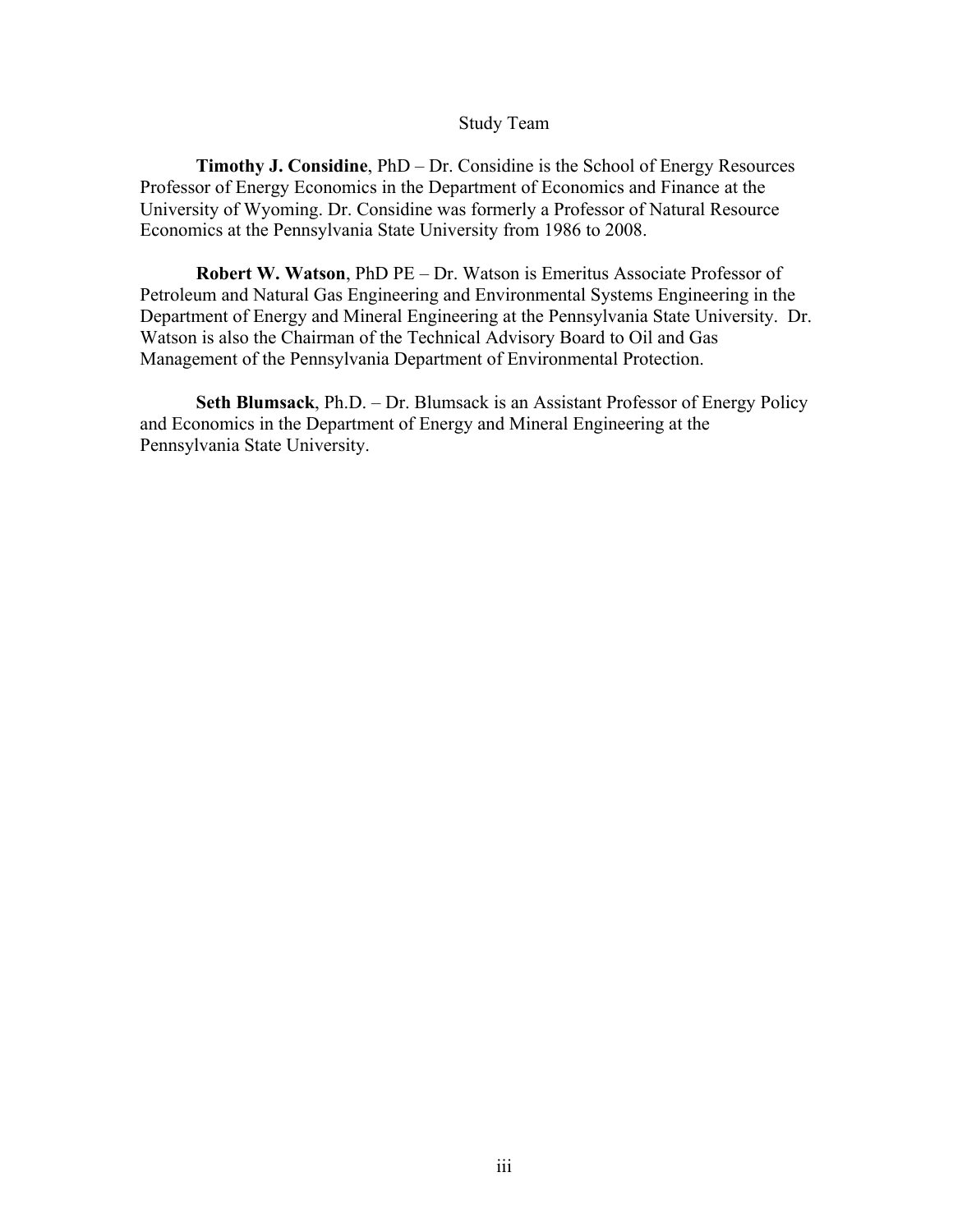# Study Team

**Timothy J. Considine**, PhD – Dr. Considine is the School of Energy Resources Professor of Energy Economics in the Department of Economics and Finance at the University of Wyoming. Dr. Considine was formerly a Professor of Natural Resource Economics at the Pennsylvania State University from 1986 to 2008.

**Robert W. Watson**, PhD PE – Dr. Watson is Emeritus Associate Professor of Petroleum and Natural Gas Engineering and Environmental Systems Engineering in the Department of Energy and Mineral Engineering at the Pennsylvania State University. Dr. Watson is also the Chairman of the Technical Advisory Board to Oil and Gas Management of the Pennsylvania Department of Environmental Protection.

**Seth Blumsack**, Ph.D. – Dr. Blumsack is an Assistant Professor of Energy Policy and Economics in the Department of Energy and Mineral Engineering at the Pennsylvania State University.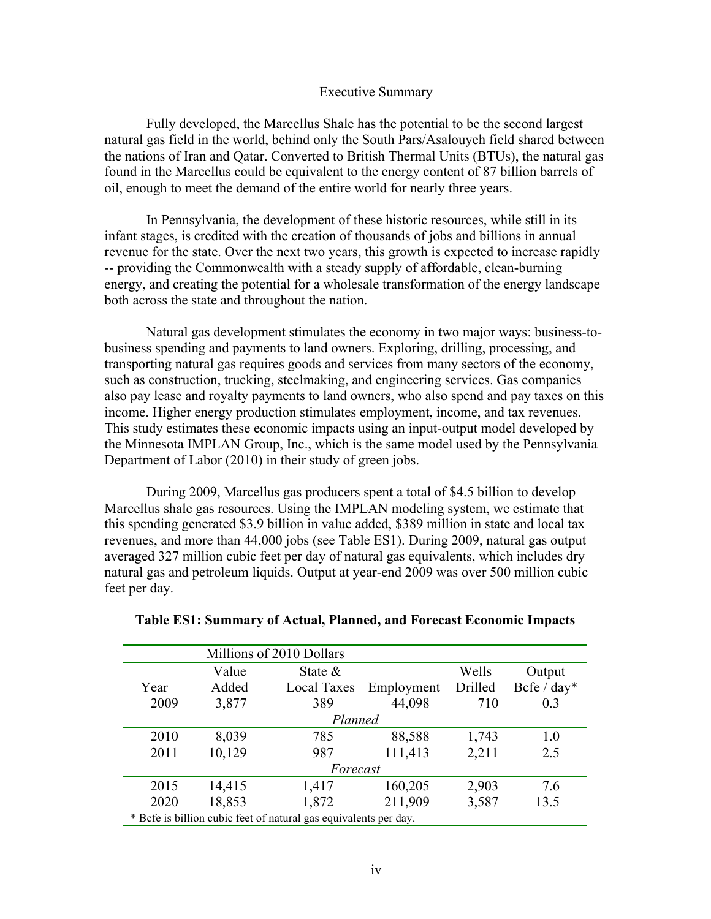## Executive Summary

Fully developed, the Marcellus Shale has the potential to be the second largest natural gas field in the world, behind only the South Pars/Asalouyeh field shared between the nations of Iran and Qatar. Converted to British Thermal Units (BTUs), the natural gas found in the Marcellus could be equivalent to the energy content of 87 billion barrels of oil, enough to meet the demand of the entire world for nearly three years.

In Pennsylvania, the development of these historic resources, while still in its infant stages, is credited with the creation of thousands of jobs and billions in annual revenue for the state. Over the next two years, this growth is expected to increase rapidly -- providing the Commonwealth with a steady supply of affordable, clean-burning energy, and creating the potential for a wholesale transformation of the energy landscape both across the state and throughout the nation.

Natural gas development stimulates the economy in two major ways: business-to-business spending and payments to land owners. Exploring, drilling, processing, and transporting natural gas requires goods and services from many sectors of the economy, such as construction, trucking, steelmaking, and engineering services. Gas companies also pay lease and royalty payments to land owners, who also spend and pay taxes on this income. Higher energy production stimulates employment, income, and tax revenues. This study estimates these economic impacts using an input-output model developed by the Minnesota IMPLAN Group, Inc., which is the same model used by the Pennsylvania Department of Labor (2010) in their study of green jobs.

During 2009, Marcellus gas producers spent a total of $4.5 billion to develop Marcellus shale gas resources. Using the IMPLAN modeling system, we estimate that this spending generated $3.9 billion in value added, $389 million in state and local tax revenues, and more than 44,000 jobs (see Table ES1). During 2009, natural gas output averaged 327 million cubic feet per day of natural gas equivalents, which includes dry natural gas and petroleum liquids. Output at year-end 2009 was over 500 million cubic feet per day.

**Table ES1: Summary of Actual, Planned, and Forecast Economic Impacts**

| | Millions of 2010 Dollars | | | | |
|---|---|---|---|---|---|
| Year | Value Added | State & Local Taxes | Employment | Wells Drilled | Output Bcfe / day* |
| 2009 | 3,877 | 389 | 44,098 | 710 | 0.3 |
| | | *Planned* | | | |
| 2010 | 8,039 | 785 | 88,588 | 1,743 | 1.0 |
| 2011 | 10,129 | 987 | 111,413 | 2,211 | 2.5 |
| | | *Forecast* | | | |
| 2015 | 14,415 | 1,417 | 160,205 | 2,903 | 7.6 |
| 2020 | 18,853 | 1,872 | 211,909 | 3,587 | 13.5 |

* Bcfe is billion cubic feet of natural gas equivalents per day.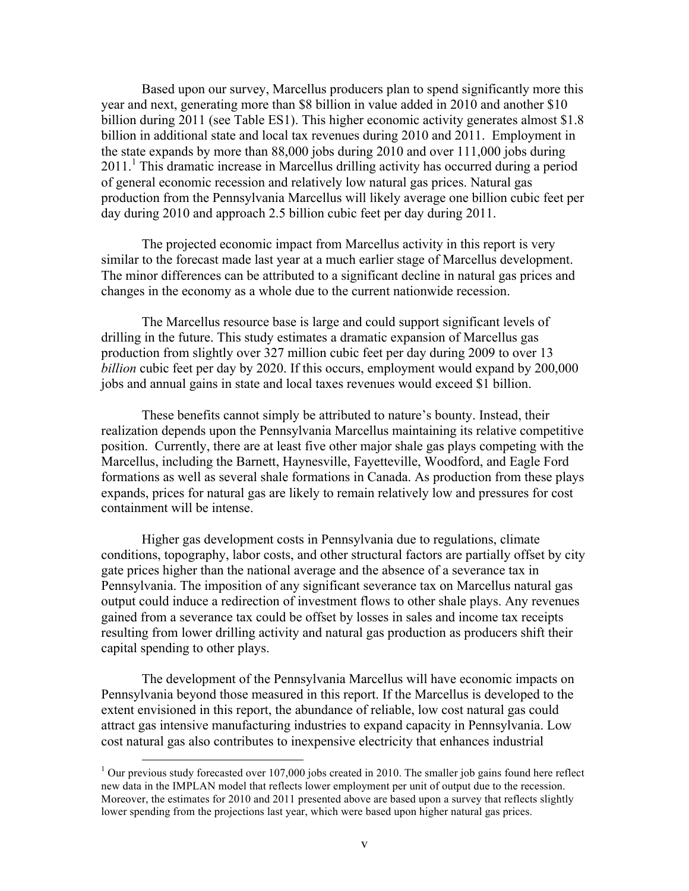Based upon our survey, Marcellus producers plan to spend significantly more this year and next, generating more than $8 billion in value added in 2010 and another $10 billion during 2011 (see Table ES1). This higher economic activity generates almost $1.8 billion in additional state and local tax revenues during 2010 and 2011. Employment in the state expands by more than 88,000 jobs during 2010 and over 111,000 jobs during 2011.[1] This dramatic increase in Marcellus drilling activity has occurred during a period of general economic recession and relatively low natural gas prices. Natural gas production from the Pennsylvania Marcellus will likely average one billion cubic feet per day during 2010 and approach 2.5 billion cubic feet per day during 2011.

The projected economic impact from Marcellus activity in this report is very similar to the forecast made last year at a much earlier stage of Marcellus development. The minor differences can be attributed to a significant decline in natural gas prices and changes in the economy as a whole due to the current nationwide recession.

The Marcellus resource base is large and could support significant levels of drilling in the future. This study estimates a dramatic expansion of Marcellus gas production from slightly over 327 million cubic feet per day during 2009 to over 13 *billion* cubic feet per day by 2020. If this occurs, employment would expand by 200,000 jobs and annual gains in state and local taxes revenues would exceed $1 billion.

These benefits cannot simply be attributed to nature's bounty. Instead, their realization depends upon the Pennsylvania Marcellus maintaining its relative competitive position. Currently, there are at least five other major shale gas plays competing with the Marcellus, including the Barnett, Haynesville, Fayetteville, Woodford, and Eagle Ford formations as well as several shale formations in Canada. As production from these plays expands, prices for natural gas are likely to remain relatively low and pressures for cost containment will be intense.

Higher gas development costs in Pennsylvania due to regulations, climate conditions, topography, labor costs, and other structural factors are partially offset by city gate prices higher than the national average and the absence of a severance tax in Pennsylvania. The imposition of any significant severance tax on Marcellus natural gas output could induce a redirection of investment flows to other shale plays. Any revenues gained from a severance tax could be offset by losses in sales and income tax receipts resulting from lower drilling activity and natural gas production as producers shift their capital spending to other plays.

The development of the Pennsylvania Marcellus will have economic impacts on Pennsylvania beyond those measured in this report. If the Marcellus is developed to the extent envisioned in this report, the abundance of reliable, low cost natural gas could attract gas intensive manufacturing industries to expand capacity in Pennsylvania. Low cost natural gas also contributes to inexpensive electricity that enhances industrial

[1] Our previous study forecasted over 107,000 jobs created in 2010. The smaller job gains found here reflect new data in the IMPLAN model that reflects lower employment per unit of output due to the recession. Moreover, the estimates for 2010 and 2011 presented above are based upon a survey that reflects slightly lower spending from the projections last year, which were based upon higher natural gas prices.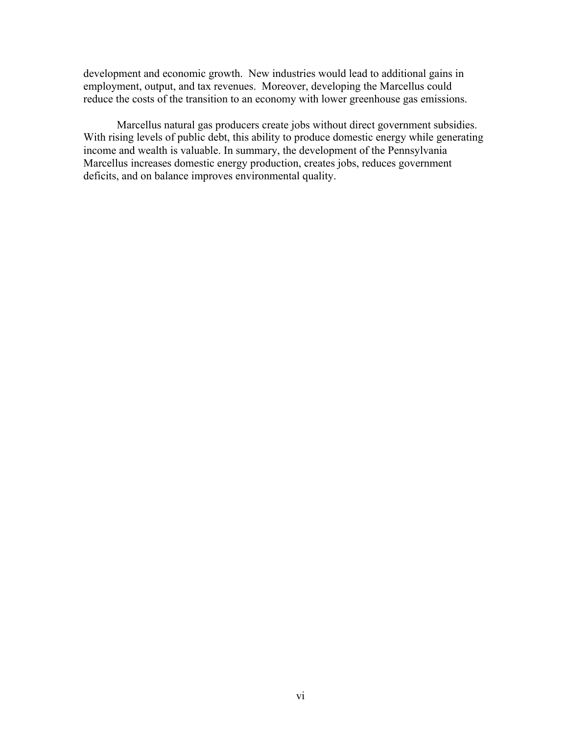development and economic growth. New industries would lead to additional gains in employment, output, and tax revenues. Moreover, developing the Marcellus could reduce the costs of the transition to an economy with lower greenhouse gas emissions.

Marcellus natural gas producers create jobs without direct government subsidies. With rising levels of public debt, this ability to produce domestic energy while generating income and wealth is valuable. In summary, the development of the Pennsylvania Marcellus increases domestic energy production, creates jobs, reduces government deficits, and on balance improves environmental quality.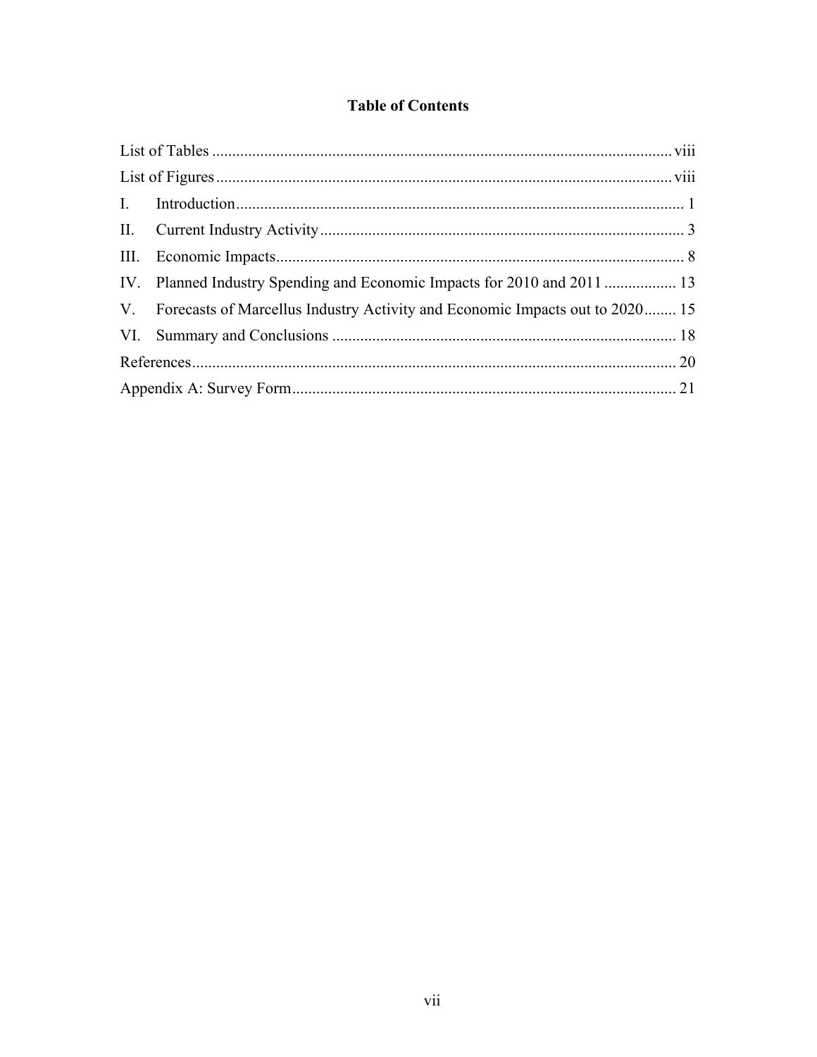# Table of Contents

List of Tables ........................................................................................................ viii

List of Figures ....................................................................................................... viii

I. Introduction ........................................................................................................ 1

II. Current Industry Activity ..................................................................................... 3

III. Economic Impacts ............................................................................................. 8

IV. Planned Industry Spending and Economic Impacts for 2010 and 2011 .................. 13

V. Forecasts of Marcellus Industry Activity and Economic Impacts out to 2020 ........ 15

VI. Summary and Conclusions ................................................................................ 18

References ............................................................................................................ 20

Appendix A: Survey Form ..................................................................................... 21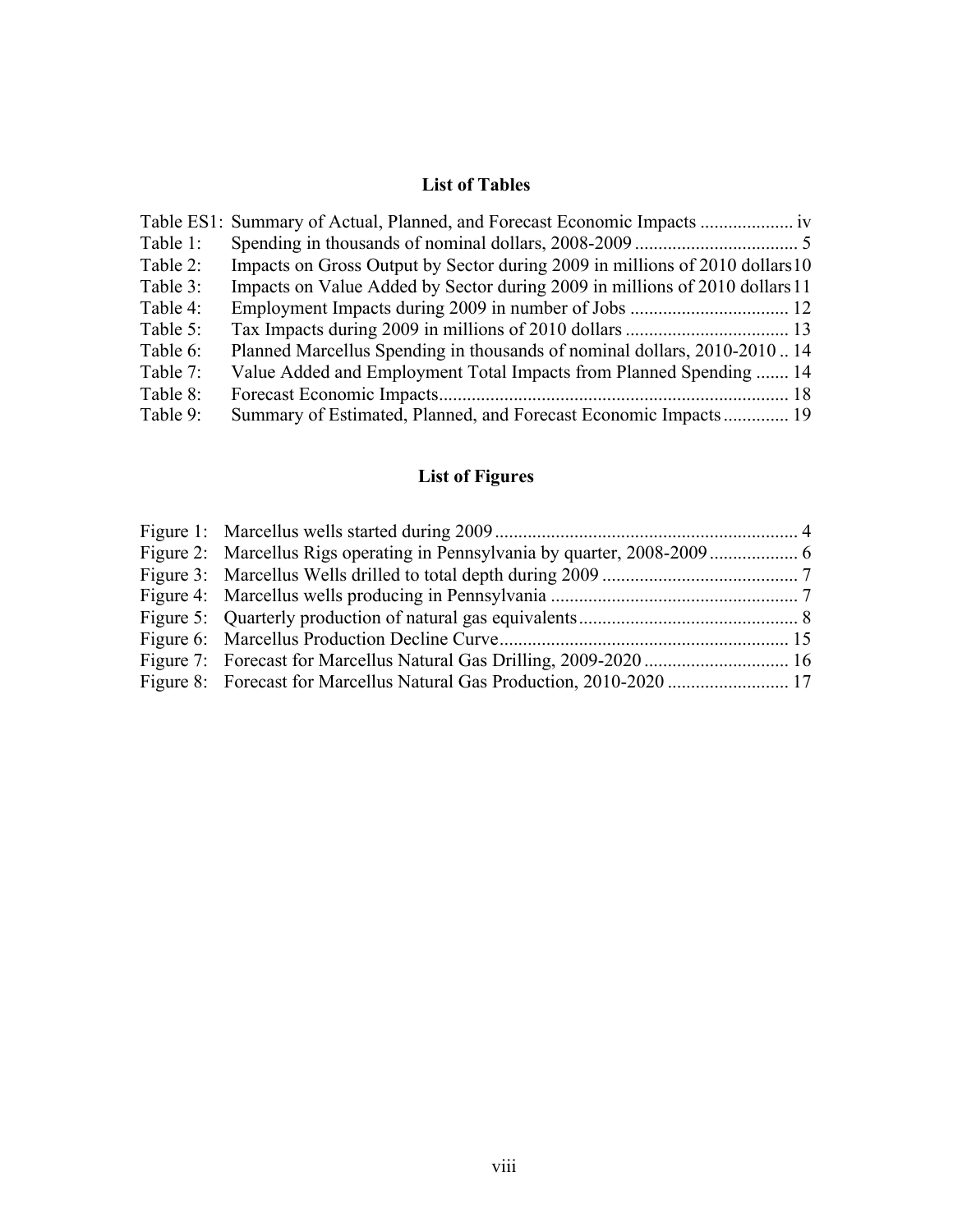## List of Tables

| | | |
|---|---|---|
| Table ES1: | Summary of Actual, Planned, and Forecast Economic Impacts | iv |
| Table 1: | Spending in thousands of nominal dollars, 2008-2009 | 5 |
| Table 2: | Impacts on Gross Output by Sector during 2009 in millions of 2010 dollars | 10 |
| Table 3: | Impacts on Value Added by Sector during 2009 in millions of 2010 dollars | 11 |
| Table 4: | Employment Impacts during 2009 in number of Jobs | 12 |
| Table 5: | Tax Impacts during 2009 in millions of 2010 dollars | 13 |
| Table 6: | Planned Marcellus Spending in thousands of nominal dollars, 2010-2010 | 14 |
| Table 7: | Value Added and Employment Total Impacts from Planned Spending | 14 |
| Table 8: | Forecast Economic Impacts | 18 |
| Table 9: | Summary of Estimated, Planned, and Forecast Economic Impacts | 19 |

## List of Figures

| | | |
|---|---|---|
| Figure 1: | Marcellus wells started during 2009 | 4 |
| Figure 2: | Marcellus Rigs operating in Pennsylvania by quarter, 2008-2009 | 6 |
| Figure 3: | Marcellus Wells drilled to total depth during 2009 | 7 |
| Figure 4: | Marcellus wells producing in Pennsylvania | 7 |
| Figure 5: | Quarterly production of natural gas equivalents | 8 |
| Figure 6: | Marcellus Production Decline Curve | 15 |
| Figure 7: | Forecast for Marcellus Natural Gas Drilling, 2009-2020 | 16 |
| Figure 8: | Forecast for Marcellus Natural Gas Production, 2010-2020 | 17 |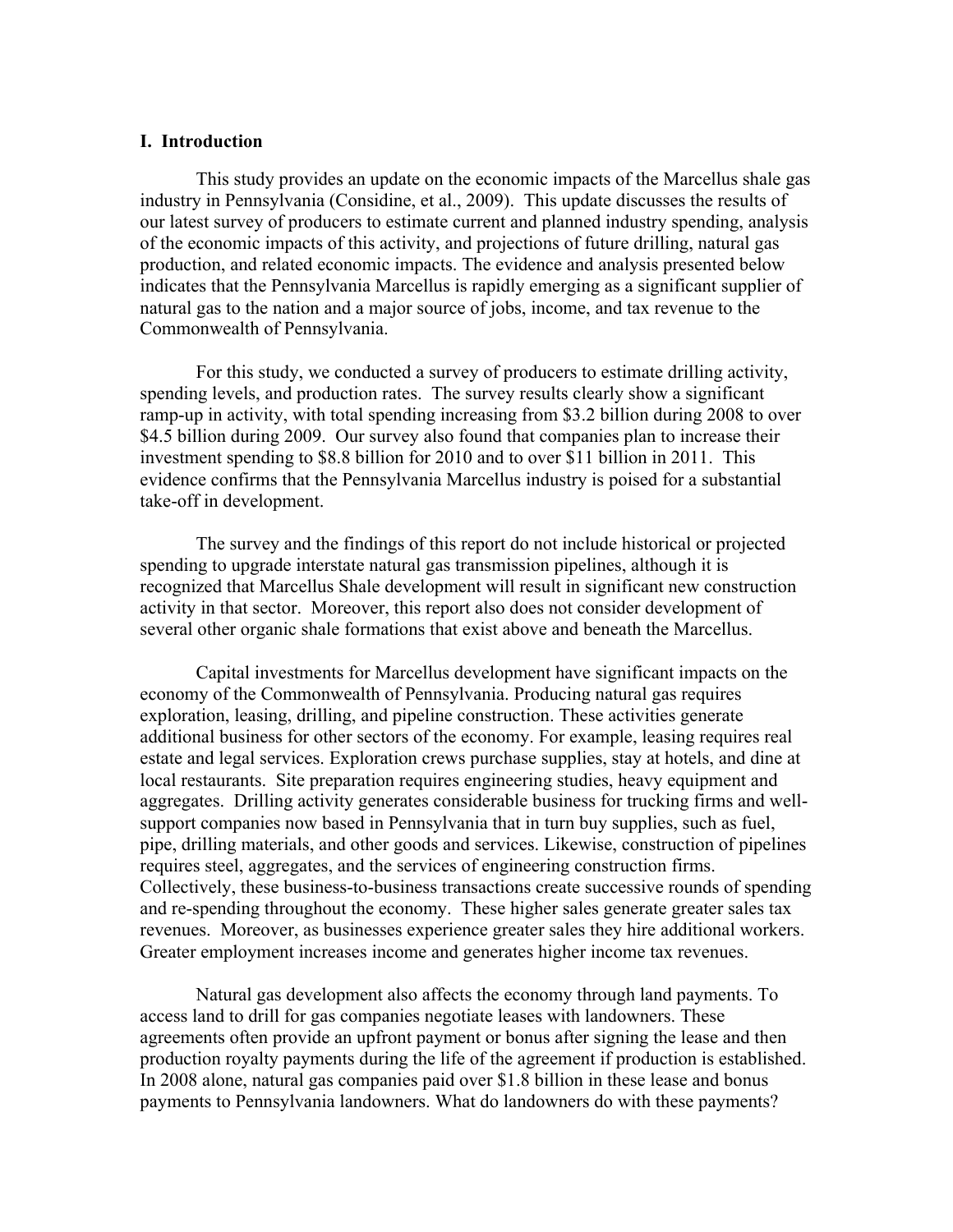## I. Introduction

This study provides an update on the economic impacts of the Marcellus shale gas industry in Pennsylvania (Considine, et al., 2009). This update discusses the results of our latest survey of producers to estimate current and planned industry spending, analysis of the economic impacts of this activity, and projections of future drilling, natural gas production, and related economic impacts. The evidence and analysis presented below indicates that the Pennsylvania Marcellus is rapidly emerging as a significant supplier of natural gas to the nation and a major source of jobs, income, and tax revenue to the Commonwealth of Pennsylvania.

For this study, we conducted a survey of producers to estimate drilling activity, spending levels, and production rates. The survey results clearly show a significant ramp-up in activity, with total spending increasing from $3.2 billion during 2008 to over $4.5 billion during 2009. Our survey also found that companies plan to increase their investment spending to $8.8 billion for 2010 and to over $11 billion in 2011. This evidence confirms that the Pennsylvania Marcellus industry is poised for a substantial take-off in development.

The survey and the findings of this report do not include historical or projected spending to upgrade interstate natural gas transmission pipelines, although it is recognized that Marcellus Shale development will result in significant new construction activity in that sector. Moreover, this report also does not consider development of several other organic shale formations that exist above and beneath the Marcellus.

Capital investments for Marcellus development have significant impacts on the economy of the Commonwealth of Pennsylvania. Producing natural gas requires exploration, leasing, drilling, and pipeline construction. These activities generate additional business for other sectors of the economy. For example, leasing requires real estate and legal services. Exploration crews purchase supplies, stay at hotels, and dine at local restaurants. Site preparation requires engineering studies, heavy equipment and aggregates. Drilling activity generates considerable business for trucking firms and well-support companies now based in Pennsylvania that in turn buy supplies, such as fuel, pipe, drilling materials, and other goods and services. Likewise, construction of pipelines requires steel, aggregates, and the services of engineering construction firms. Collectively, these business-to-business transactions create successive rounds of spending and re-spending throughout the economy. These higher sales generate greater sales tax revenues. Moreover, as businesses experience greater sales they hire additional workers. Greater employment increases income and generates higher income tax revenues.

Natural gas development also affects the economy through land payments. To access land to drill for gas companies negotiate leases with landowners. These agreements often provide an upfront payment or bonus after signing the lease and then production royalty payments during the life of the agreement if production is established. In 2008 alone, natural gas companies paid over $1.8 billion in these lease and bonus payments to Pennsylvania landowners. What do landowners do with these payments?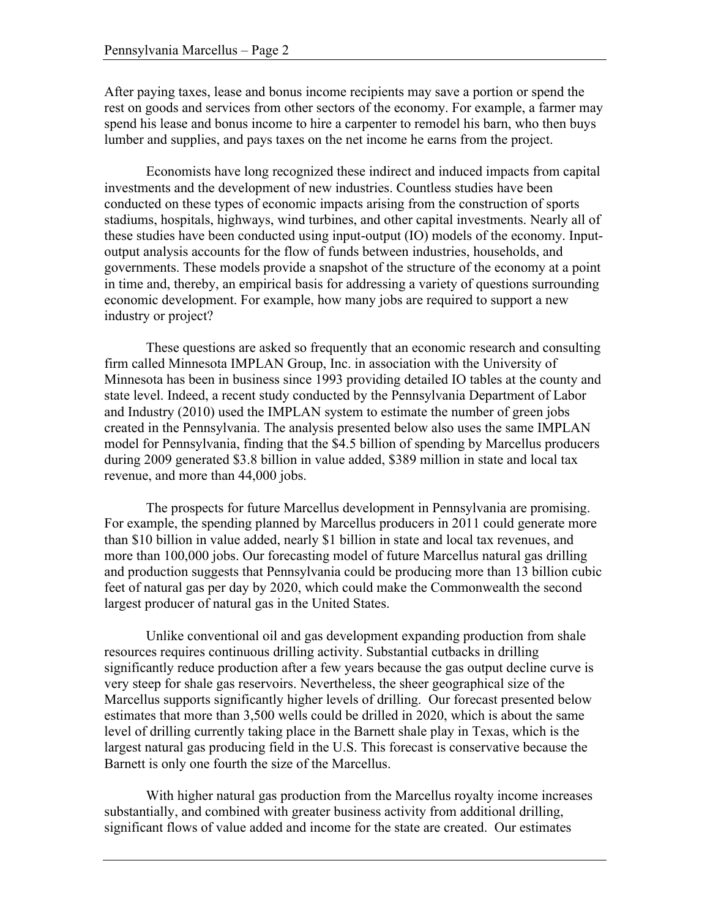After paying taxes, lease and bonus income recipients may save a portion or spend the rest on goods and services from other sectors of the economy. For example, a farmer may spend his lease and bonus income to hire a carpenter to remodel his barn, who then buys lumber and supplies, and pays taxes on the net income he earns from the project.

Economists have long recognized these indirect and induced impacts from capital investments and the development of new industries. Countless studies have been conducted on these types of economic impacts arising from the construction of sports stadiums, hospitals, highways, wind turbines, and other capital investments. Nearly all of these studies have been conducted using input-output (IO) models of the economy. Input-output analysis accounts for the flow of funds between industries, households, and governments. These models provide a snapshot of the structure of the economy at a point in time and, thereby, an empirical basis for addressing a variety of questions surrounding economic development. For example, how many jobs are required to support a new industry or project?

These questions are asked so frequently that an economic research and consulting firm called Minnesota IMPLAN Group, Inc. in association with the University of Minnesota has been in business since 1993 providing detailed IO tables at the county and state level. Indeed, a recent study conducted by the Pennsylvania Department of Labor and Industry (2010) used the IMPLAN system to estimate the number of green jobs created in the Pennsylvania. The analysis presented below also uses the same IMPLAN model for Pennsylvania, finding that the $4.5 billion of spending by Marcellus producers during 2009 generated $3.8 billion in value added, $389 million in state and local tax revenue, and more than 44,000 jobs.

The prospects for future Marcellus development in Pennsylvania are promising. For example, the spending planned by Marcellus producers in 2011 could generate more than $10 billion in value added, nearly $1 billion in state and local tax revenues, and more than 100,000 jobs. Our forecasting model of future Marcellus natural gas drilling and production suggests that Pennsylvania could be producing more than 13 billion cubic feet of natural gas per day by 2020, which could make the Commonwealth the second largest producer of natural gas in the United States.

Unlike conventional oil and gas development expanding production from shale resources requires continuous drilling activity. Substantial cutbacks in drilling significantly reduce production after a few years because the gas output decline curve is very steep for shale gas reservoirs. Nevertheless, the sheer geographical size of the Marcellus supports significantly higher levels of drilling. Our forecast presented below estimates that more than 3,500 wells could be drilled in 2020, which is about the same level of drilling currently taking place in the Barnett shale play in Texas, which is the largest natural gas producing field in the U.S. This forecast is conservative because the Barnett is only one fourth the size of the Marcellus.

With higher natural gas production from the Marcellus royalty income increases substantially, and combined with greater business activity from additional drilling, significant flows of value added and income for the state are created. Our estimates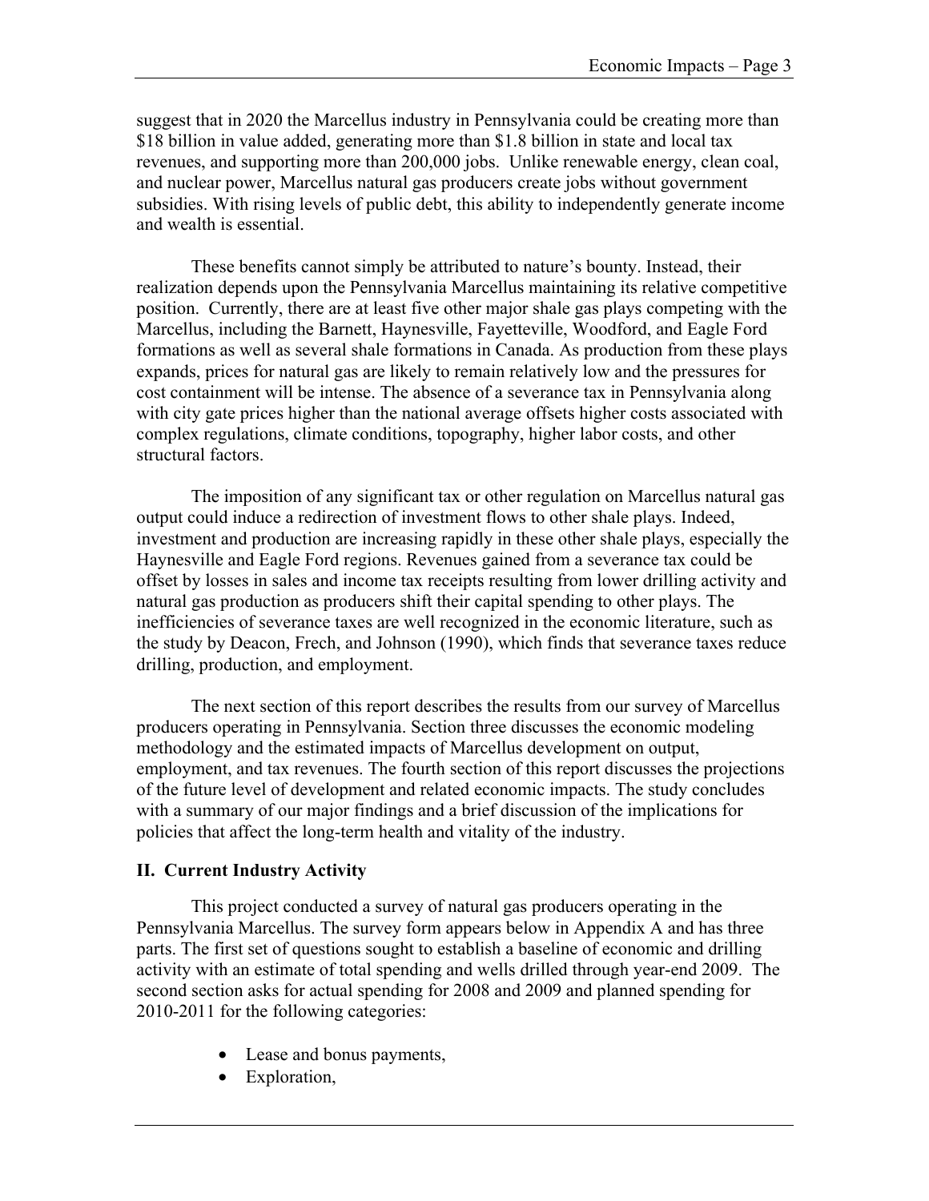suggest that in 2020 the Marcellus industry in Pennsylvania could be creating more than $18 billion in value added, generating more than $1.8 billion in state and local tax revenues, and supporting more than 200,000 jobs. Unlike renewable energy, clean coal, and nuclear power, Marcellus natural gas producers create jobs without government subsidies. With rising levels of public debt, this ability to independently generate income and wealth is essential.

These benefits cannot simply be attributed to nature's bounty. Instead, their realization depends upon the Pennsylvania Marcellus maintaining its relative competitive position. Currently, there are at least five other major shale gas plays competing with the Marcellus, including the Barnett, Haynesville, Fayetteville, Woodford, and Eagle Ford formations as well as several shale formations in Canada. As production from these plays expands, prices for natural gas are likely to remain relatively low and the pressures for cost containment will be intense. The absence of a severance tax in Pennsylvania along with city gate prices higher than the national average offsets higher costs associated with complex regulations, climate conditions, topography, higher labor costs, and other structural factors.

The imposition of any significant tax or other regulation on Marcellus natural gas output could induce a redirection of investment flows to other shale plays. Indeed, investment and production are increasing rapidly in these other shale plays, especially the Haynesville and Eagle Ford regions. Revenues gained from a severance tax could be offset by losses in sales and income tax receipts resulting from lower drilling activity and natural gas production as producers shift their capital spending to other plays. The inefficiencies of severance taxes are well recognized in the economic literature, such as the study by Deacon, Frech, and Johnson (1990), which finds that severance taxes reduce drilling, production, and employment.

The next section of this report describes the results from our survey of Marcellus producers operating in Pennsylvania. Section three discusses the economic modeling methodology and the estimated impacts of Marcellus development on output, employment, and tax revenues. The fourth section of this report discusses the projections of the future level of development and related economic impacts. The study concludes with a summary of our major findings and a brief discussion of the implications for policies that affect the long-term health and vitality of the industry.

## II. Current Industry Activity

This project conducted a survey of natural gas producers operating in the Pennsylvania Marcellus. The survey form appears below in Appendix A and has three parts. The first set of questions sought to establish a baseline of economic and drilling activity with an estimate of total spending and wells drilled through year-end 2009. The second section asks for actual spending for 2008 and 2009 and planned spending for 2010-2011 for the following categories:

- Lease and bonus payments,
- Exploration,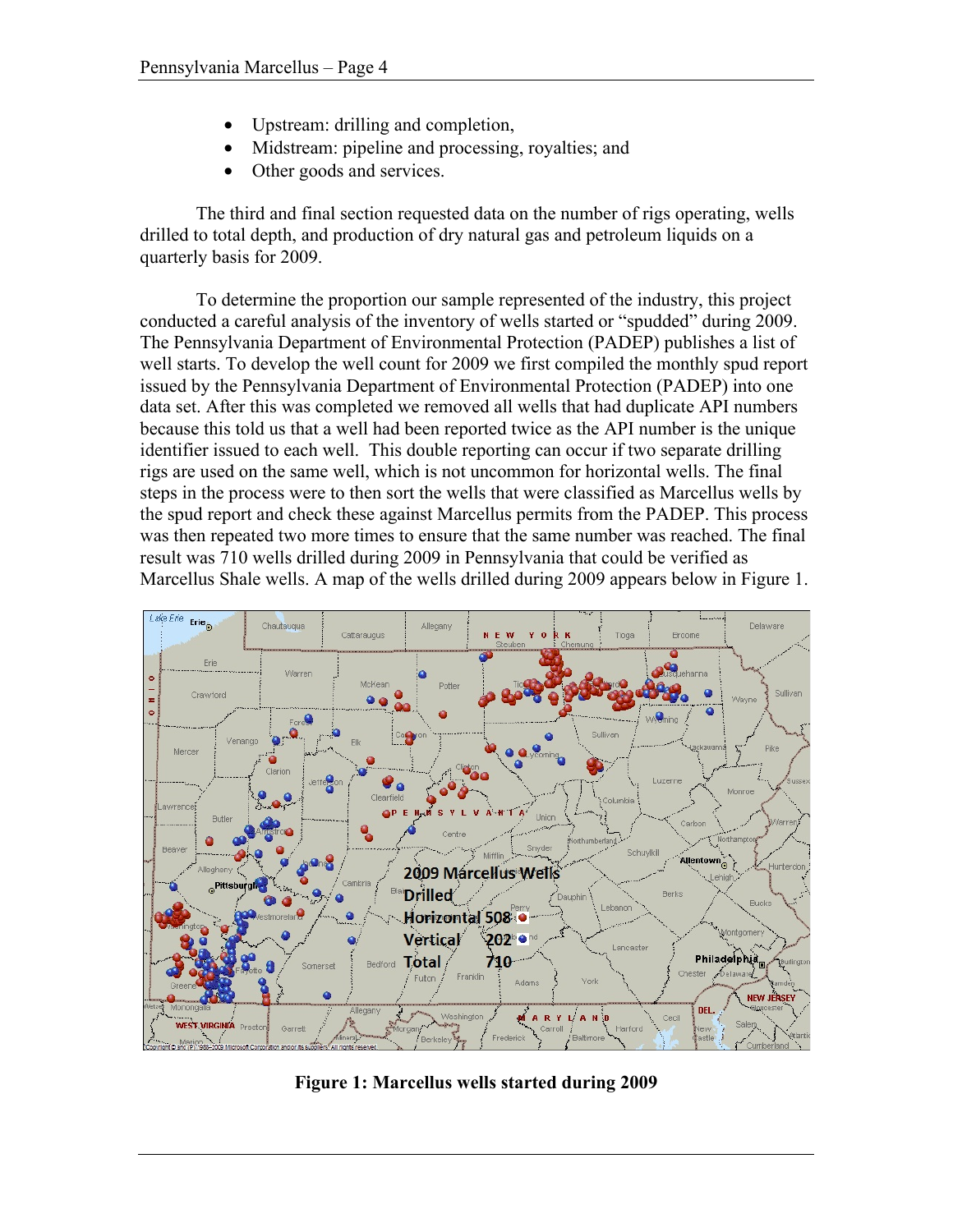- Upstream: drilling and completion,
- Midstream: pipeline and processing, royalties; and
- Other goods and services.

The third and final section requested data on the number of rigs operating, wells drilled to total depth, and production of dry natural gas and petroleum liquids on a quarterly basis for 2009.

To determine the proportion our sample represented of the industry, this project conducted a careful analysis of the inventory of wells started or "spudded" during 2009. The Pennsylvania Department of Environmental Protection (PADEP) publishes a list of well starts. To develop the well count for 2009 we first compiled the monthly spud report issued by the Pennsylvania Department of Environmental Protection (PADEP) into one data set. After this was completed we removed all wells that had duplicate API numbers because this told us that a well had been reported twice as the API number is the unique identifier issued to each well. This double reporting can occur if two separate drilling rigs are used on the same well, which is not uncommon for horizontal wells. The final steps in the process were to then sort the wells that were classified as Marcellus wells by the spud report and check these against Marcellus permits from the PADEP. This process was then repeated two more times to ensure that the same number was reached. The final result was 710 wells drilled during 2009 in Pennsylvania that could be verified as Marcellus Shale wells. A map of the wells drilled during 2009 appears below in Figure 1.

**Figure 1: Marcellus wells started during 2009**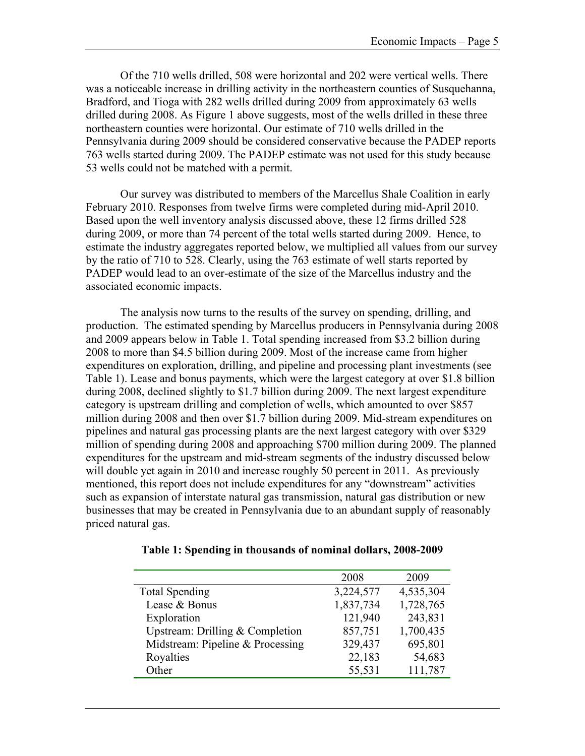Of the 710 wells drilled, 508 were horizontal and 202 were vertical wells. There was a noticeable increase in drilling activity in the northeastern counties of Susquehanna, Bradford, and Tioga with 282 wells drilled during 2009 from approximately 63 wells drilled during 2008. As Figure 1 above suggests, most of the wells drilled in these three northeastern counties were horizontal. Our estimate of 710 wells drilled in the Pennsylvania during 2009 should be considered conservative because the PADEP reports 763 wells started during 2009. The PADEP estimate was not used for this study because 53 wells could not be matched with a permit.

Our survey was distributed to members of the Marcellus Shale Coalition in early February 2010. Responses from twelve firms were completed during mid-April 2010. Based upon the well inventory analysis discussed above, these 12 firms drilled 528 during 2009, or more than 74 percent of the total wells started during 2009. Hence, to estimate the industry aggregates reported below, we multiplied all values from our survey by the ratio of 710 to 528. Clearly, using the 763 estimate of well starts reported by PADEP would lead to an over-estimate of the size of the Marcellus industry and the associated economic impacts.

The analysis now turns to the results of the survey on spending, drilling, and production. The estimated spending by Marcellus producers in Pennsylvania during 2008 and 2009 appears below in Table 1. Total spending increased from $3.2 billion during 2008 to more than $4.5 billion during 2009. Most of the increase came from higher expenditures on exploration, drilling, and pipeline and processing plant investments (see Table 1). Lease and bonus payments, which were the largest category at over $1.8 billion during 2008, declined slightly to $1.7 billion during 2009. The next largest expenditure category is upstream drilling and completion of wells, which amounted to over $857 million during 2008 and then over $1.7 billion during 2009. Mid-stream expenditures on pipelines and natural gas processing plants are the next largest category with over $329 million of spending during 2008 and approaching $700 million during 2009. The planned expenditures for the upstream and mid-stream segments of the industry discussed below will double yet again in 2010 and increase roughly 50 percent in 2011. As previously mentioned, this report does not include expenditures for any "downstream" activities such as expansion of interstate natural gas transmission, natural gas distribution or new businesses that may be created in Pennsylvania due to an abundant supply of reasonably priced natural gas.

**Table 1: Spending in thousands of nominal dollars, 2008-2009**

| | 2008 | 2009 |
|---|---|---|
| Total Spending | 3,224,577 | 4,535,304 |
| Lease & Bonus | 1,837,734 | 1,728,765 |
| Exploration | 121,940 | 243,831 |
| Upstream: Drilling & Completion | 857,751 | 1,700,435 |
| Midstream: Pipeline & Processing | 329,437 | 695,801 |
| Royalties | 22,183 | 54,683 |
| Other | 55,531 | 111,787 |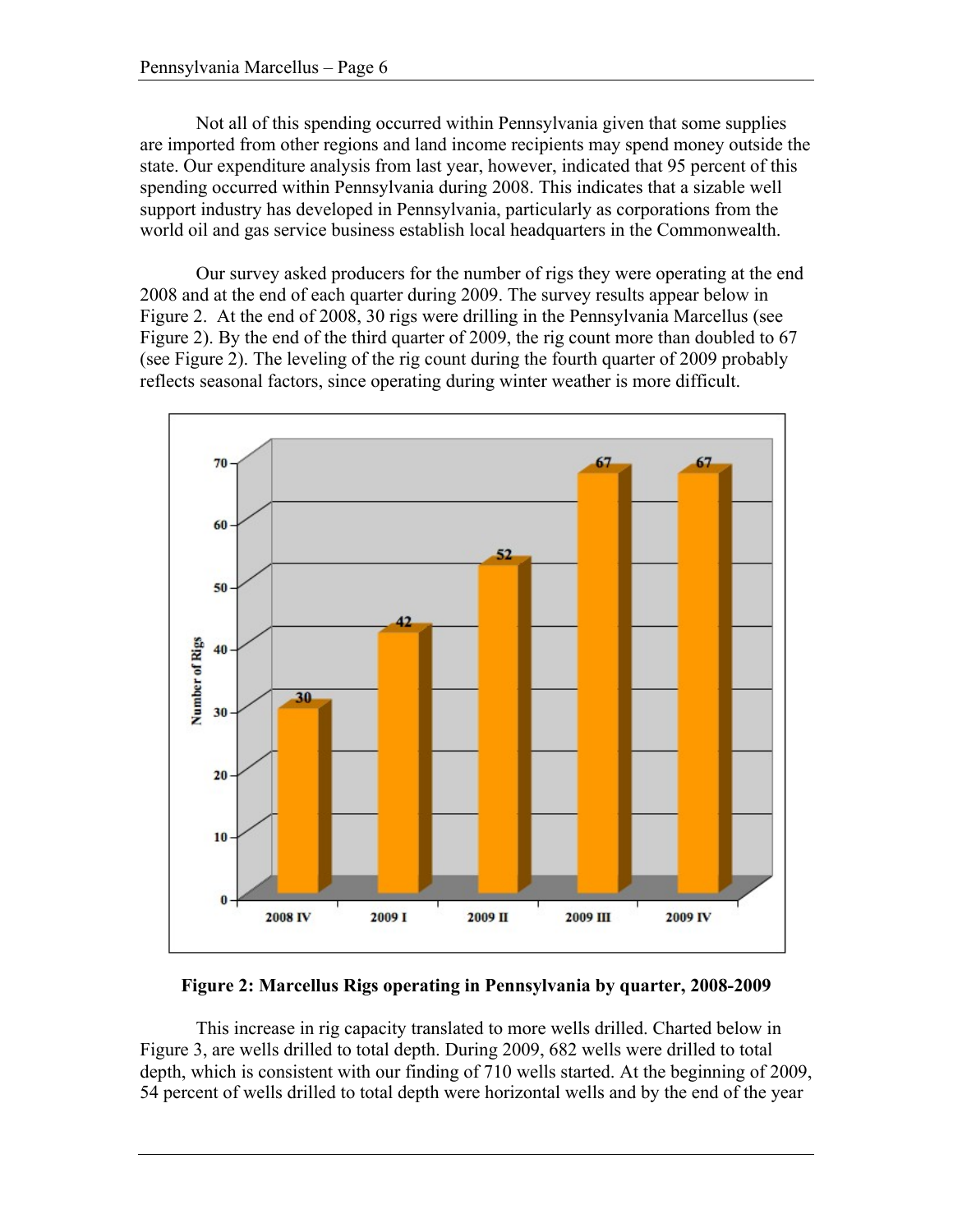Not all of this spending occurred within Pennsylvania given that some supplies are imported from other regions and land income recipients may spend money outside the state. Our expenditure analysis from last year, however, indicated that 95 percent of this spending occurred within Pennsylvania during 2008. This indicates that a sizable well support industry has developed in Pennsylvania, particularly as corporations from the world oil and gas service business establish local headquarters in the Commonwealth.

Our survey asked producers for the number of rigs they were operating at the end 2008 and at the end of each quarter during 2009. The survey results appear below in Figure 2. At the end of 2008, 30 rigs were drilling in the Pennsylvania Marcellus (see Figure 2). By the end of the third quarter of 2009, the rig count more than doubled to 67 (see Figure 2). The leveling of the rig count during the fourth quarter of 2009 probably reflects seasonal factors, since operating during winter weather is more difficult.

| Quarter | Number of Rigs |
|---|---|
| 2008 IV | 30 |
| 2009 I | 42 |
| 2009 II | 52 |
| 2009 III | 67 |
| 2009 IV | 67 |

**Figure 2: Marcellus Rigs operating in Pennsylvania by quarter, 2008-2009**

This increase in rig capacity translated to more wells drilled. Charted below in Figure 3, are wells drilled to total depth. During 2009, 682 wells were drilled to total depth, which is consistent with our finding of 710 wells started. At the beginning of 2009, 54 percent of wells drilled to total depth were horizontal wells and by the end of the year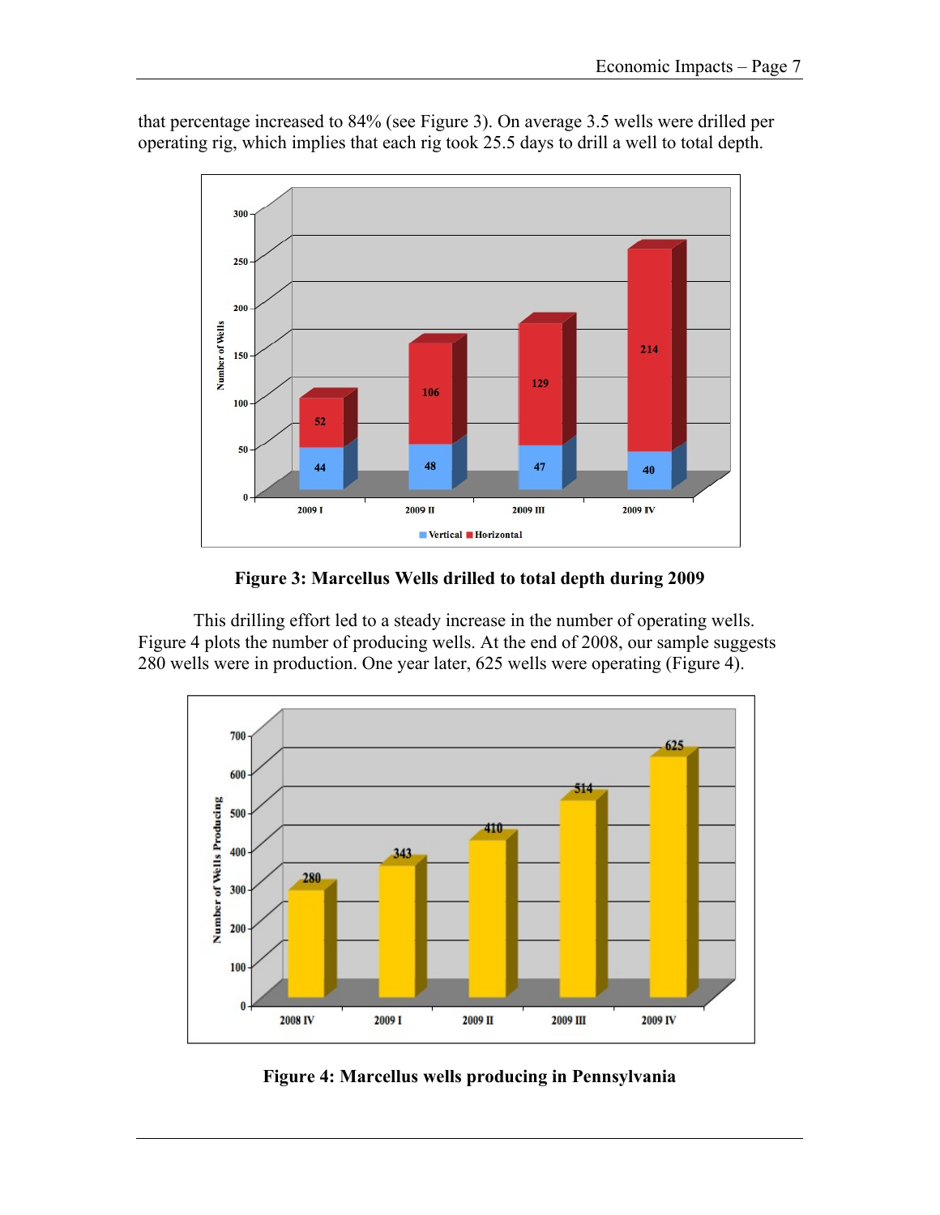that percentage increased to 84% (see Figure 3). On average 3.5 wells were drilled per operating rig, which implies that each rig took 25.5 days to drill a well to total depth.

**Figure 3: Marcellus Wells drilled to total depth during 2009**

This drilling effort led to a steady increase in the number of operating wells. Figure 4 plots the number of producing wells. At the end of 2008, our sample suggests 280 wells were in production. One year later, 625 wells were operating (Figure 4).

**Figure 4: Marcellus wells producing in Pennsylvania**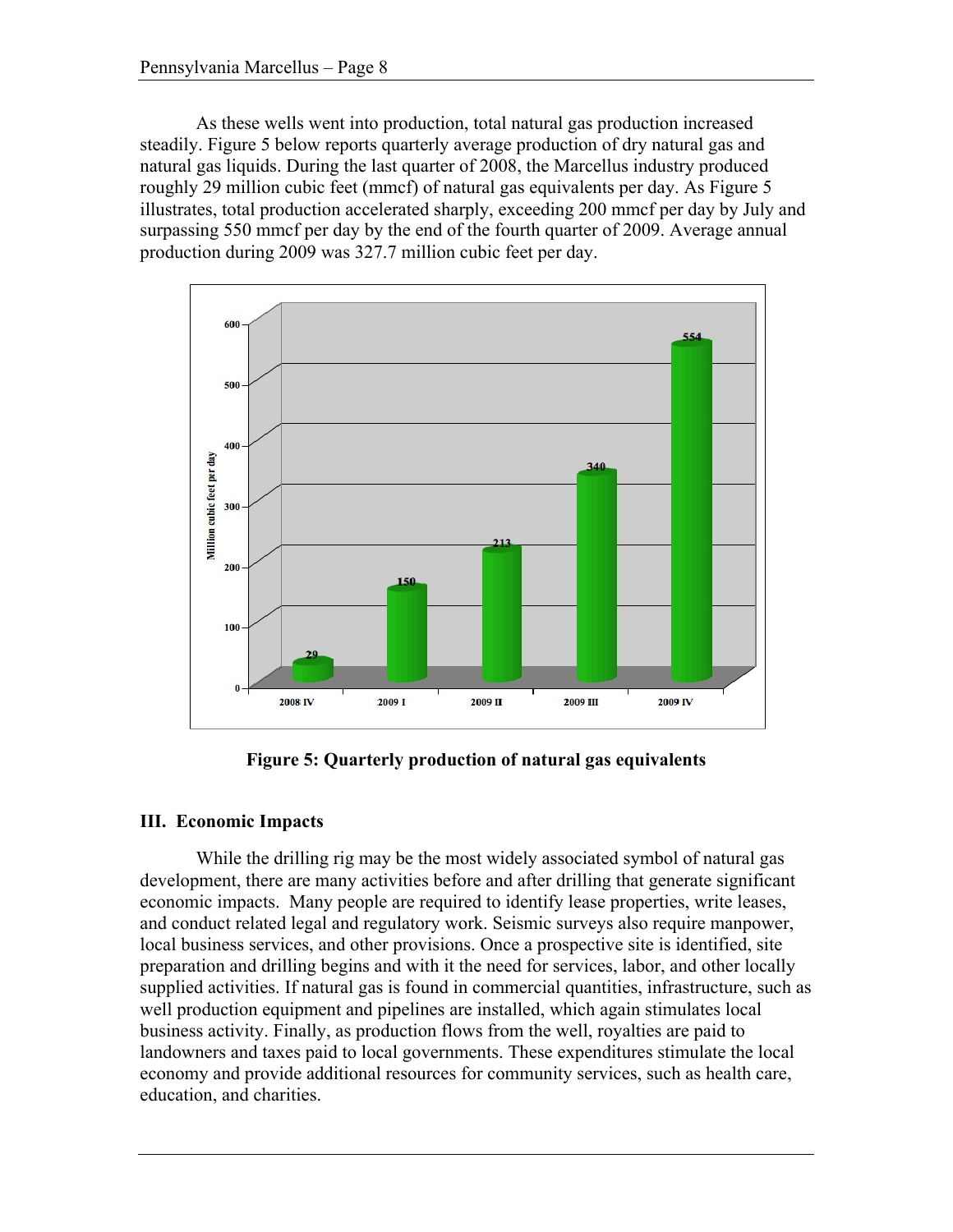As these wells went into production, total natural gas production increased steadily. Figure 5 below reports quarterly average production of dry natural gas and natural gas liquids. During the last quarter of 2008, the Marcellus industry produced roughly 29 million cubic feet (mmcf) of natural gas equivalents per day. As Figure 5 illustrates, total production accelerated sharply, exceeding 200 mmcf per day by July and surpassing 550 mmcf per day by the end of the fourth quarter of 2009. Average annual production during 2009 was 327.7 million cubic feet per day.

| Quarter | Million cubic feet per day |
|---|---|
| 2008 IV | 29 |
| 2009 I | 150 |
| 2009 II | 213 |
| 2009 III | 340 |
| 2009 IV | 554 |

**Figure 5: Quarterly production of natural gas equivalents**

### III. Economic Impacts

While the drilling rig may be the most widely associated symbol of natural gas development, there are many activities before and after drilling that generate significant economic impacts. Many people are required to identify lease properties, write leases, and conduct related legal and regulatory work. Seismic surveys also require manpower, local business services, and other provisions. Once a prospective site is identified, site preparation and drilling begins and with it the need for services, labor, and other locally supplied activities. If natural gas is found in commercial quantities, infrastructure, such as well production equipment and pipelines are installed, which again stimulates local business activity. Finally, as production flows from the well, royalties are paid to landowners and taxes paid to local governments. These expenditures stimulate the local economy and provide additional resources for community services, such as health care, education, and charities.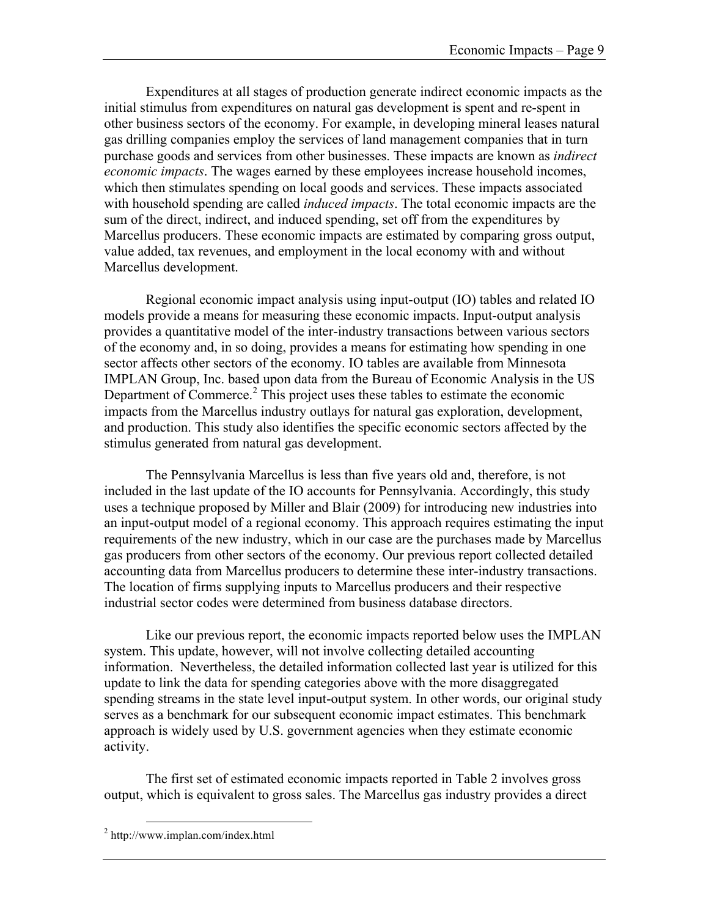Expenditures at all stages of production generate indirect economic impacts as the initial stimulus from expenditures on natural gas development is spent and re-spent in other business sectors of the economy. For example, in developing mineral leases natural gas drilling companies employ the services of land management companies that in turn purchase goods and services from other businesses. These impacts are known as *indirect economic impacts*. The wages earned by these employees increase household incomes, which then stimulates spending on local goods and services. These impacts associated with household spending are called *induced impacts*. The total economic impacts are the sum of the direct, indirect, and induced spending, set off from the expenditures by Marcellus producers. These economic impacts are estimated by comparing gross output, value added, tax revenues, and employment in the local economy with and without Marcellus development.

Regional economic impact analysis using input-output (IO) tables and related IO models provide a means for measuring these economic impacts. Input-output analysis provides a quantitative model of the inter-industry transactions between various sectors of the economy and, in so doing, provides a means for estimating how spending in one sector affects other sectors of the economy. IO tables are available from Minnesota IMPLAN Group, Inc. based upon data from the Bureau of Economic Analysis in the US Department of Commerce.[2] This project uses these tables to estimate the economic impacts from the Marcellus industry outlays for natural gas exploration, development, and production. This study also identifies the specific economic sectors affected by the stimulus generated from natural gas development.

The Pennsylvania Marcellus is less than five years old and, therefore, is not included in the last update of the IO accounts for Pennsylvania. Accordingly, this study uses a technique proposed by Miller and Blair (2009) for introducing new industries into an input-output model of a regional economy. This approach requires estimating the input requirements of the new industry, which in our case are the purchases made by Marcellus gas producers from other sectors of the economy. Our previous report collected detailed accounting data from Marcellus producers to determine these inter-industry transactions. The location of firms supplying inputs to Marcellus producers and their respective industrial sector codes were determined from business database directors.

Like our previous report, the economic impacts reported below uses the IMPLAN system. This update, however, will not involve collecting detailed accounting information. Nevertheless, the detailed information collected last year is utilized for this update to link the data for spending categories above with the more disaggregated spending streams in the state level input-output system. In other words, our original study serves as a benchmark for our subsequent economic impact estimates. This benchmark approach is widely used by U.S. government agencies when they estimate economic activity.

The first set of estimated economic impacts reported in Table 2 involves gross output, which is equivalent to gross sales. The Marcellus gas industry provides a direct

[2] http://www.implan.com/index.html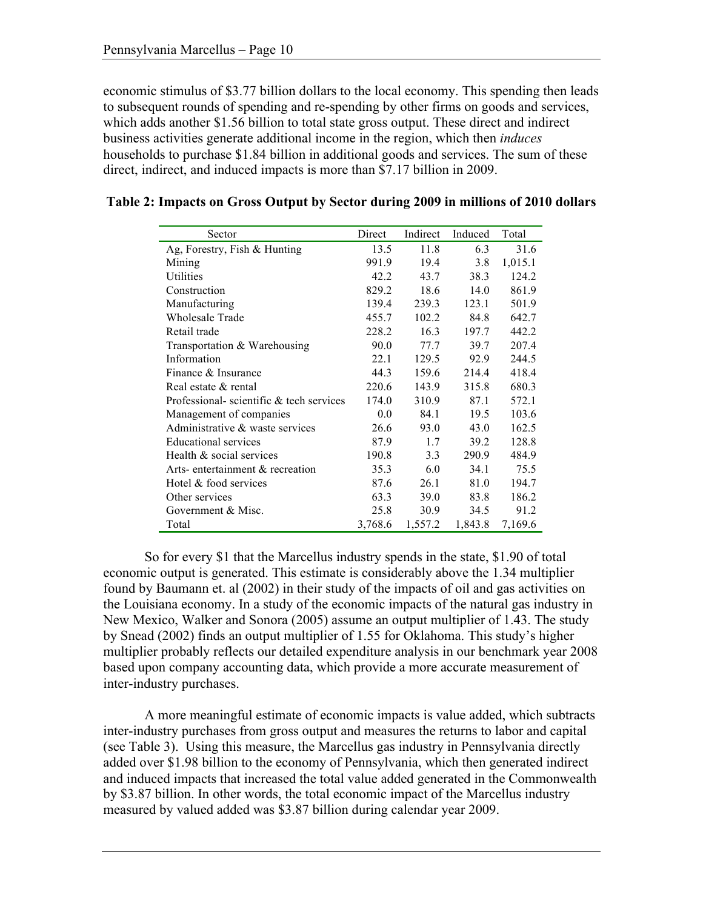economic stimulus of $3.77 billion dollars to the local economy. This spending then leads to subsequent rounds of spending and re-spending by other firms on goods and services, which adds another $1.56 billion to total state gross output. These direct and indirect business activities generate additional income in the region, which then *induces* households to purchase $1.84 billion in additional goods and services. The sum of these direct, indirect, and induced impacts is more than $7.17 billion in 2009.

**Table 2: Impacts on Gross Output by Sector during 2009 in millions of 2010 dollars**

| Sector | Direct | Indirect | Induced | Total |
|---|---|---|---|---|
| Ag, Forestry, Fish & Hunting | 13.5 | 11.8 | 6.3 | 31.6 |
| Mining | 991.9 | 19.4 | 3.8 | 1,015.1 |
| Utilities | 42.2 | 43.7 | 38.3 | 124.2 |
| Construction | 829.2 | 18.6 | 14.0 | 861.9 |
| Manufacturing | 139.4 | 239.3 | 123.1 | 501.9 |
| Wholesale Trade | 455.7 | 102.2 | 84.8 | 642.7 |
| Retail trade | 228.2 | 16.3 | 197.7 | 442.2 |
| Transportation & Warehousing | 90.0 | 77.7 | 39.7 | 207.4 |
| Information | 22.1 | 129.5 | 92.9 | 244.5 |
| Finance & Insurance | 44.3 | 159.6 | 214.4 | 418.4 |
| Real estate & rental | 220.6 | 143.9 | 315.8 | 680.3 |
| Professional- scientific & tech services | 174.0 | 310.9 | 87.1 | 572.1 |
| Management of companies | 0.0 | 84.1 | 19.5 | 103.6 |
| Administrative & waste services | 26.6 | 93.0 | 43.0 | 162.5 |
| Educational services | 87.9 | 1.7 | 39.2 | 128.8 |
| Health & social services | 190.8 | 3.3 | 290.9 | 484.9 |
| Arts- entertainment & recreation | 35.3 | 6.0 | 34.1 | 75.5 |
| Hotel & food services | 87.6 | 26.1 | 81.0 | 194.7 |
| Other services | 63.3 | 39.0 | 83.8 | 186.2 |
| Government & Misc. | 25.8 | 30.9 | 34.5 | 91.2 |
| Total | 3,768.6 | 1,557.2 | 1,843.8 | 7,169.6 |

So for every $1 that the Marcellus industry spends in the state, $1.90 of total economic output is generated. This estimate is considerably above the 1.34 multiplier found by Baumann et. al (2002) in their study of the impacts of oil and gas activities on the Louisiana economy. In a study of the economic impacts of the natural gas industry in New Mexico, Walker and Sonora (2005) assume an output multiplier of 1.43. The study by Snead (2002) finds an output multiplier of 1.55 for Oklahoma. This study's higher multiplier probably reflects our detailed expenditure analysis in our benchmark year 2008 based upon company accounting data, which provide a more accurate measurement of inter-industry purchases.

A more meaningful estimate of economic impacts is value added, which subtracts inter-industry purchases from gross output and measures the returns to labor and capital (see Table 3). Using this measure, the Marcellus gas industry in Pennsylvania directly added over $1.98 billion to the economy of Pennsylvania, which then generated indirect and induced impacts that increased the total value added generated in the Commonwealth by $3.87 billion. In other words, the total economic impact of the Marcellus industry measured by valued added was $3.87 billion during calendar year 2009.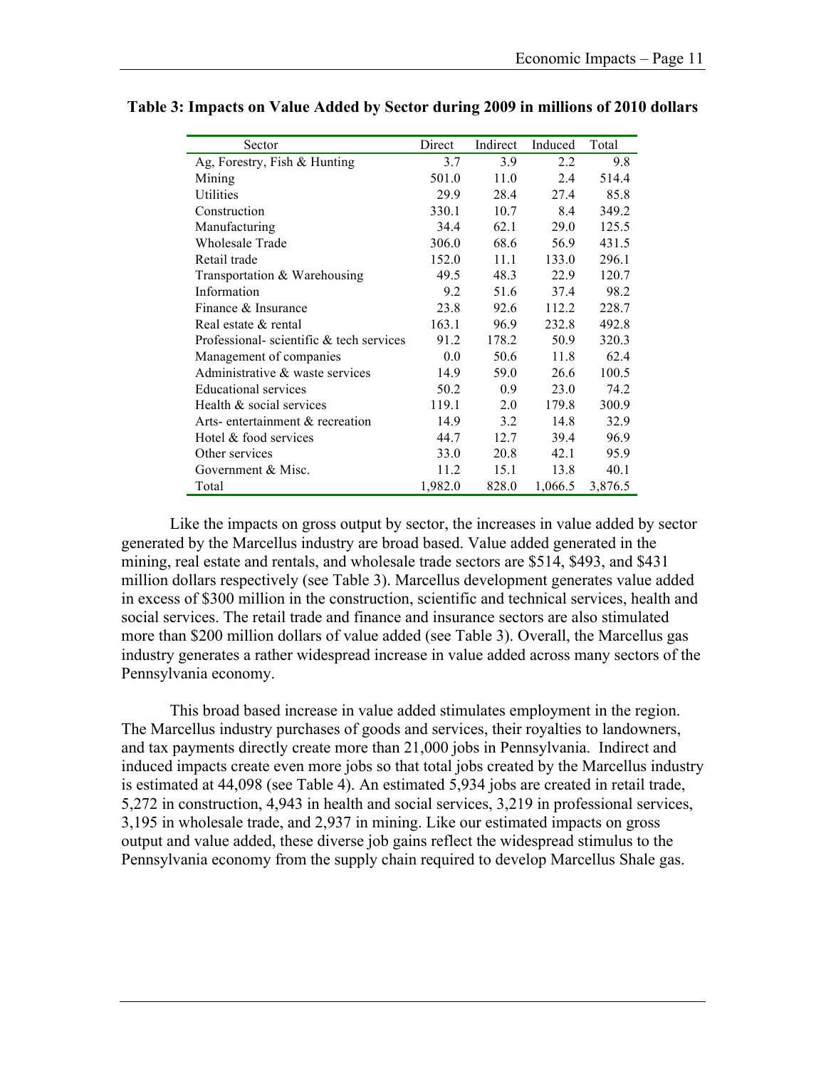**Table 3: Impacts on Value Added by Sector during 2009 in millions of 2010 dollars**

| Sector | Direct | Indirect | Induced | Total |
|---|---|---|---|---|
| Ag, Forestry, Fish & Hunting | 3.7 | 3.9 | 2.2 | 9.8 |
| Mining | 501.0 | 11.0 | 2.4 | 514.4 |
| Utilities | 29.9 | 28.4 | 27.4 | 85.8 |
| Construction | 330.1 | 10.7 | 8.4 | 349.2 |
| Manufacturing | 34.4 | 62.1 | 29.0 | 125.5 |
| Wholesale Trade | 306.0 | 68.6 | 56.9 | 431.5 |
| Retail trade | 152.0 | 11.1 | 133.0 | 296.1 |
| Transportation & Warehousing | 49.5 | 48.3 | 22.9 | 120.7 |
| Information | 9.2 | 51.6 | 37.4 | 98.2 |
| Finance & Insurance | 23.8 | 92.6 | 112.2 | 228.7 |
| Real estate & rental | 163.1 | 96.9 | 232.8 | 492.8 |
| Professional- scientific & tech services | 91.2 | 178.2 | 50.9 | 320.3 |
| Management of companies | 0.0 | 50.6 | 11.8 | 62.4 |
| Administrative & waste services | 14.9 | 59.0 | 26.6 | 100.5 |
| Educational services | 50.2 | 0.9 | 23.0 | 74.2 |
| Health & social services | 119.1 | 2.0 | 179.8 | 300.9 |
| Arts- entertainment & recreation | 14.9 | 3.2 | 14.8 | 32.9 |
| Hotel & food services | 44.7 | 12.7 | 39.4 | 96.9 |
| Other services | 33.0 | 20.8 | 42.1 | 95.9 |
| Government & Misc. | 11.2 | 15.1 | 13.8 | 40.1 |
| Total | 1,982.0 | 828.0 | 1,066.5 | 3,876.5 |

Like the impacts on gross output by sector, the increases in value added by sector generated by the Marcellus industry are broad based. Value added generated in the mining, real estate and rentals, and wholesale trade sectors are $514, $493, and $431 million dollars respectively (see Table 3). Marcellus development generates value added in excess of $300 million in the construction, scientific and technical services, health and social services. The retail trade and finance and insurance sectors are also stimulated more than $200 million dollars of value added (see Table 3). Overall, the Marcellus gas industry generates a rather widespread increase in value added across many sectors of the Pennsylvania economy.

This broad based increase in value added stimulates employment in the region. The Marcellus industry purchases of goods and services, their royalties to landowners, and tax payments directly create more than 21,000 jobs in Pennsylvania. Indirect and induced impacts create even more jobs so that total jobs created by the Marcellus industry is estimated at 44,098 (see Table 4). An estimated 5,934 jobs are created in retail trade, 5,272 in construction, 4,943 in health and social services, 3,219 in professional services, 3,195 in wholesale trade, and 2,937 in mining. Like our estimated impacts on gross output and value added, these diverse job gains reflect the widespread stimulus to the Pennsylvania economy from the supply chain required to develop Marcellus Shale gas.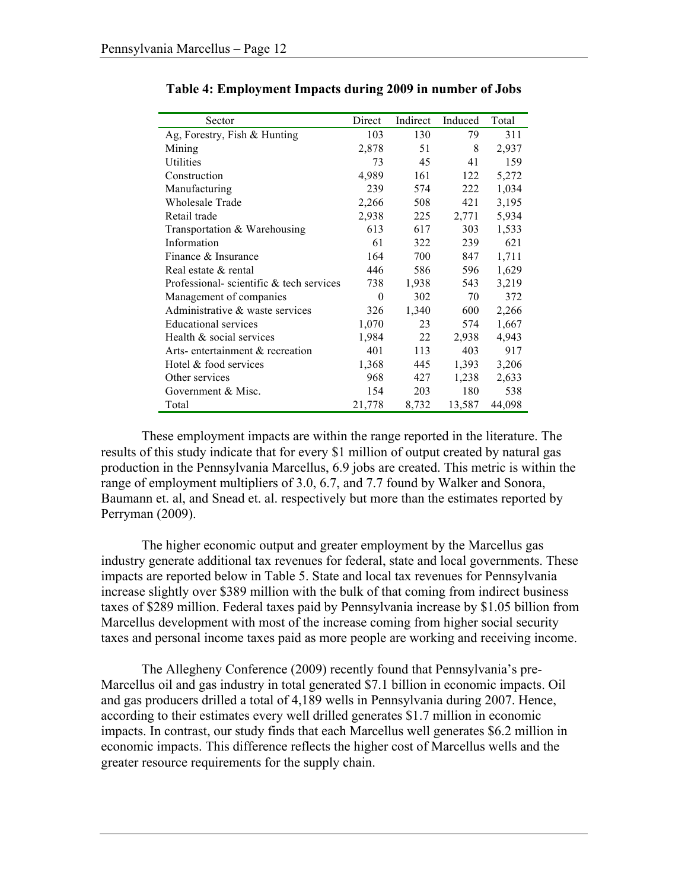**Table 4: Employment Impacts during 2009 in number of Jobs**

| Sector | Direct | Indirect | Induced | Total |
|---|---|---|---|---|
| Ag, Forestry, Fish & Hunting | 103 | 130 | 79 | 311 |
| Mining | 2,878 | 51 | 8 | 2,937 |
| Utilities | 73 | 45 | 41 | 159 |
| Construction | 4,989 | 161 | 122 | 5,272 |
| Manufacturing | 239 | 574 | 222 | 1,034 |
| Wholesale Trade | 2,266 | 508 | 421 | 3,195 |
| Retail trade | 2,938 | 225 | 2,771 | 5,934 |
| Transportation & Warehousing | 613 | 617 | 303 | 1,533 |
| Information | 61 | 322 | 239 | 621 |
| Finance & Insurance | 164 | 700 | 847 | 1,711 |
| Real estate & rental | 446 | 586 | 596 | 1,629 |
| Professional- scientific & tech services | 738 | 1,938 | 543 | 3,219 |
| Management of companies | 0 | 302 | 70 | 372 |
| Administrative & waste services | 326 | 1,340 | 600 | 2,266 |
| Educational services | 1,070 | 23 | 574 | 1,667 |
| Health & social services | 1,984 | 22 | 2,938 | 4,943 |
| Arts- entertainment & recreation | 401 | 113 | 403 | 917 |
| Hotel & food services | 1,368 | 445 | 1,393 | 3,206 |
| Other services | 968 | 427 | 1,238 | 2,633 |
| Government & Misc. | 154 | 203 | 180 | 538 |
| Total | 21,778 | 8,732 | 13,587 | 44,098 |

These employment impacts are within the range reported in the literature. The results of this study indicate that for every $1 million of output created by natural gas production in the Pennsylvania Marcellus, 6.9 jobs are created. This metric is within the range of employment multipliers of 3.0, 6.7, and 7.7 found by Walker and Sonora, Baumann et. al, and Snead et. al. respectively but more than the estimates reported by Perryman (2009).

The higher economic output and greater employment by the Marcellus gas industry generate additional tax revenues for federal, state and local governments. These impacts are reported below in Table 5. State and local tax revenues for Pennsylvania increase slightly over $389 million with the bulk of that coming from indirect business taxes of $289 million. Federal taxes paid by Pennsylvania increase by $1.05 billion from Marcellus development with most of the increase coming from higher social security taxes and personal income taxes paid as more people are working and receiving income.

The Allegheny Conference (2009) recently found that Pennsylvania's pre-Marcellus oil and gas industry in total generated $7.1 billion in economic impacts. Oil and gas producers drilled a total of 4,189 wells in Pennsylvania during 2007. Hence, according to their estimates every well drilled generates $1.7 million in economic impacts. In contrast, our study finds that each Marcellus well generates $6.2 million in economic impacts. This difference reflects the higher cost of Marcellus wells and the greater resource requirements for the supply chain.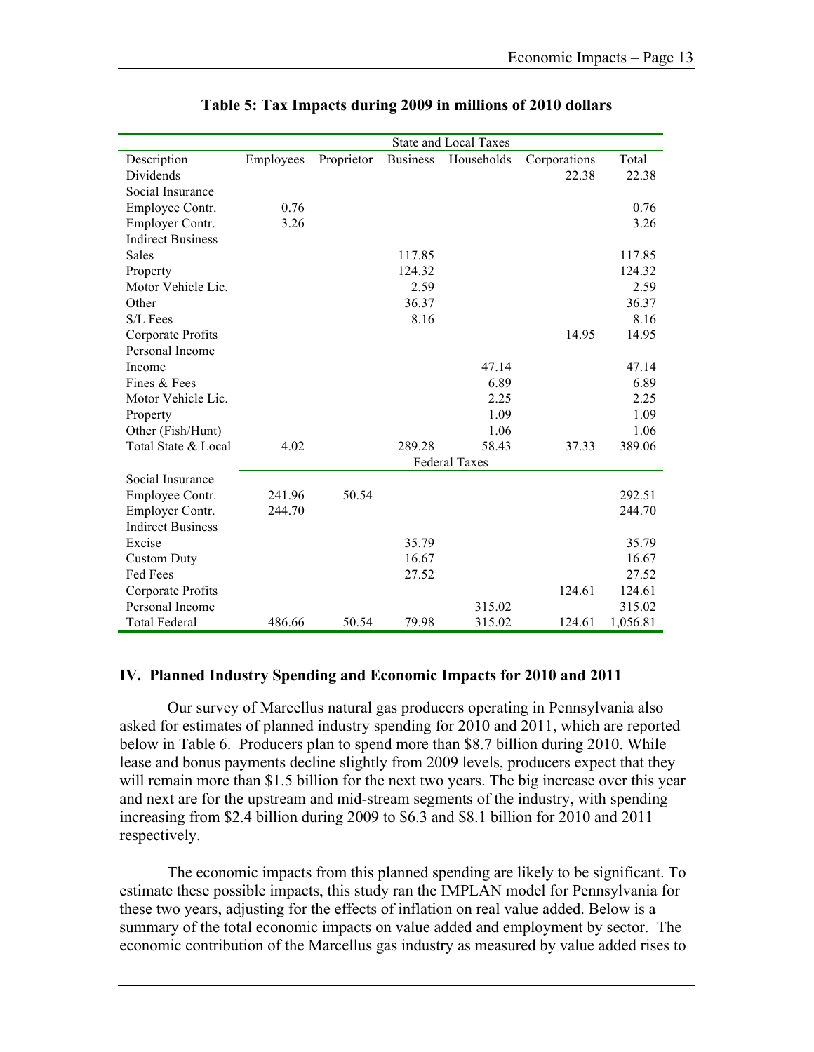**Table 5: Tax Impacts during 2009 in millions of 2010 dollars**

| | State and Local Taxes | | | | | |
|---|---|---|---|---|---|---|
| Description | Employees | Proprietor | Business | Households | Corporations | Total |
| Dividends | | | | | 22.38 | 22.38 |
| Social Insurance | | | | | | |
| Employee Contr. | 0.76 | | | | | 0.76 |
| Employer Contr. | 3.26 | | | | | 3.26 |
| Indirect Business | | | | | | |
| Sales | | | 117.85 | | | 117.85 |
| Property | | | 124.32 | | | 124.32 |
| Motor Vehicle Lic. | | | 2.59 | | | 2.59 |
| Other | | | 36.37 | | | 36.37 |
| S/L Fees | | | 8.16 | | | 8.16 |
| Corporate Profits | | | | | 14.95 | 14.95 |
| Personal Income | | | | | | |
| Income | | | | 47.14 | | 47.14 |
| Fines & Fees | | | | 6.89 | | 6.89 |
| Motor Vehicle Lic. | | | | 2.25 | | 2.25 |
| Property | | | | 1.09 | | 1.09 |
| Other (Fish/Hunt) | | | | 1.06 | | 1.06 |
| Total State & Local | 4.02 | | 289.28 | 58.43 | 37.33 | 389.06 |
| | Federal Taxes | | | | | |
| Social Insurance | | | | | | |
| Employee Contr. | 241.96 | 50.54 | | | | 292.51 |
| Employer Contr. | 244.70 | | | | | 244.70 |
| Indirect Business | | | | | | |
| Excise | | | 35.79 | | | 35.79 |
| Custom Duty | | | 16.67 | | | 16.67 |
| Fed Fees | | | 27.52 | | | 27.52 |
| Corporate Profits | | | | | 124.61 | 124.61 |
| Personal Income | | | | 315.02 | | 315.02 |
| Total Federal | 486.66 | 50.54 | 79.98 | 315.02 | 124.61 | 1,056.81 |

## IV. Planned Industry Spending and Economic Impacts for 2010 and 2011

Our survey of Marcellus natural gas producers operating in Pennsylvania also asked for estimates of planned industry spending for 2010 and 2011, which are reported below in Table 6. Producers plan to spend more than $8.7 billion during 2010. While lease and bonus payments decline slightly from 2009 levels, producers expect that they will remain more than $1.5 billion for the next two years. The big increase over this year and next are for the upstream and mid-stream segments of the industry, with spending increasing from $2.4 billion during 2009 to $6.3 and $8.1 billion for 2010 and 2011 respectively.

The economic impacts from this planned spending are likely to be significant. To estimate these possible impacts, this study ran the IMPLAN model for Pennsylvania for these two years, adjusting for the effects of inflation on real value added. Below is a summary of the total economic impacts on value added and employment by sector. The economic contribution of the Marcellus gas industry as measured by value added rises to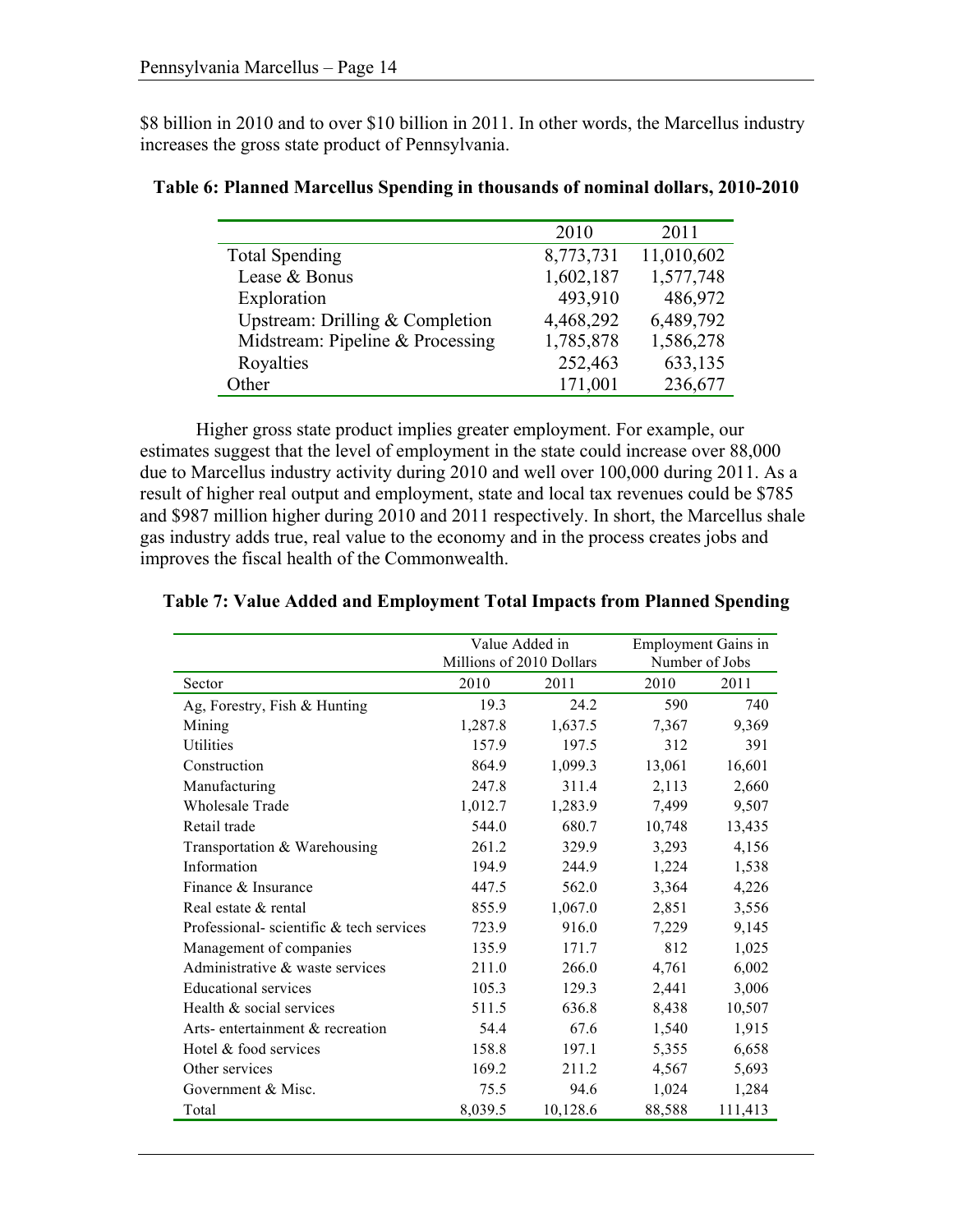$8 billion in 2010 and to over $10 billion in 2011. In other words, the Marcellus industry increases the gross state product of Pennsylvania.

**Table 6: Planned Marcellus Spending in thousands of nominal dollars, 2010-2010**

| | 2010 | 2011 |
|---|---|---|
| Total Spending | 8,773,731 | 11,010,602 |
| Lease & Bonus | 1,602,187 | 1,577,748 |
| Exploration | 493,910 | 486,972 |
| Upstream: Drilling & Completion | 4,468,292 | 6,489,792 |
| Midstream: Pipeline & Processing | 1,785,878 | 1,586,278 |
| Royalties | 252,463 | 633,135 |
| Other | 171,001 | 236,677 |

Higher gross state product implies greater employment. For example, our estimates suggest that the level of employment in the state could increase over 88,000 due to Marcellus industry activity during 2010 and well over 100,000 during 2011. As a result of higher real output and employment, state and local tax revenues could be $785 and $987 million higher during 2010 and 2011 respectively. In short, the Marcellus shale gas industry adds true, real value to the economy and in the process creates jobs and improves the fiscal health of the Commonwealth.

**Table 7: Value Added and Employment Total Impacts from Planned Spending**

| | Value Added in Millions of 2010 Dollars | | Employment Gains in Number of Jobs | |
|---|---|---|---|---|
| Sector | 2010 | 2011 | 2010 | 2011 |
| Ag, Forestry, Fish & Hunting | 19.3 | 24.2 | 590 | 740 |
| Mining | 1,287.8 | 1,637.5 | 7,367 | 9,369 |
| Utilities | 157.9 | 197.5 | 312 | 391 |
| Construction | 864.9 | 1,099.3 | 13,061 | 16,601 |
| Manufacturing | 247.8 | 311.4 | 2,113 | 2,660 |
| Wholesale Trade | 1,012.7 | 1,283.9 | 7,499 | 9,507 |
| Retail trade | 544.0 | 680.7 | 10,748 | 13,435 |
| Transportation & Warehousing | 261.2 | 329.9 | 3,293 | 4,156 |
| Information | 194.9 | 244.9 | 1,224 | 1,538 |
| Finance & Insurance | 447.5 | 562.0 | 3,364 | 4,226 |
| Real estate & rental | 855.9 | 1,067.0 | 2,851 | 3,556 |
| Professional- scientific & tech services | 723.9 | 916.0 | 7,229 | 9,145 |
| Management of companies | 135.9 | 171.7 | 812 | 1,025 |
| Administrative & waste services | 211.0 | 266.0 | 4,761 | 6,002 |
| Educational services | 105.3 | 129.3 | 2,441 | 3,006 |
| Health & social services | 511.5 | 636.8 | 8,438 | 10,507 |
| Arts- entertainment & recreation | 54.4 | 67.6 | 1,540 | 1,915 |
| Hotel & food services | 158.8 | 197.1 | 5,355 | 6,658 |
| Other services | 169.2 | 211.2 | 4,567 | 5,693 |
| Government & Misc. | 75.5 | 94.6 | 1,024 | 1,284 |
| Total | 8,039.5 | 10,128.6 | 88,588 | 111,413 |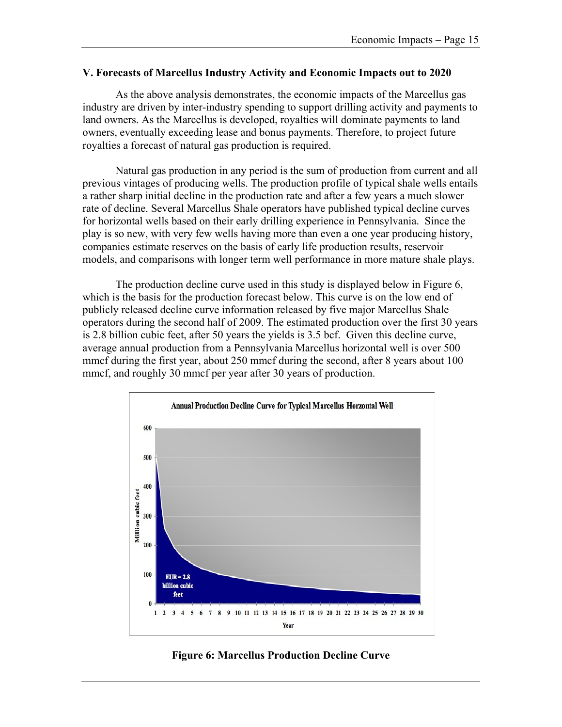## V. Forecasts of Marcellus Industry Activity and Economic Impacts out to 2020

As the above analysis demonstrates, the economic impacts of the Marcellus gas industry are driven by inter-industry spending to support drilling activity and payments to land owners. As the Marcellus is developed, royalties will dominate payments to land owners, eventually exceeding lease and bonus payments. Therefore, to project future royalties a forecast of natural gas production is required.

Natural gas production in any period is the sum of production from current and all previous vintages of producing wells. The production profile of typical shale wells entails a rather sharp initial decline in the production rate and after a few years a much slower rate of decline. Several Marcellus Shale operators have published typical decline curves for horizontal wells based on their early drilling experience in Pennsylvania. Since the play is so new, with very few wells having more than even a one year producing history, companies estimate reserves on the basis of early life production results, reservoir models, and comparisons with longer term well performance in more mature shale plays.

The production decline curve used in this study is displayed below in Figure 6, which is the basis for the production forecast below. This curve is on the low end of publicly released decline curve information released by five major Marcellus Shale operators during the second half of 2009. The estimated production over the first 30 years is 2.8 billion cubic feet, after 50 years the yields is 3.5 bcf. Given this decline curve, average annual production from a Pennsylvania Marcellus horizontal well is over 500 mmcf during the first year, about 250 mmcf during the second, after 8 years about 100 mmcf, and roughly 30 mmcf per year after 30 years of production.

**Figure 6: Marcellus Production Decline Curve**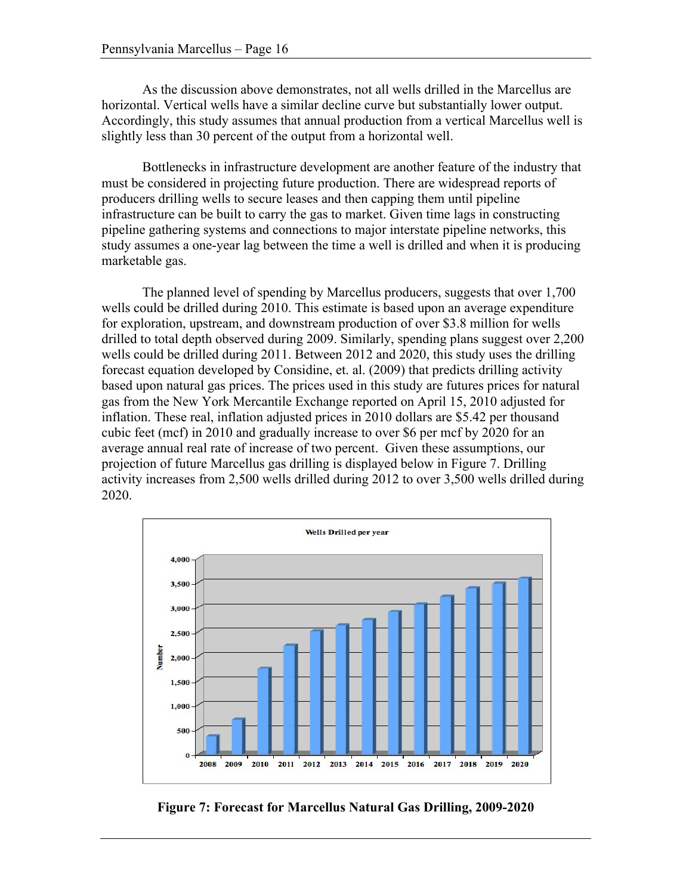As the discussion above demonstrates, not all wells drilled in the Marcellus are horizontal. Vertical wells have a similar decline curve but substantially lower output. Accordingly, this study assumes that annual production from a vertical Marcellus well is slightly less than 30 percent of the output from a horizontal well.

Bottlenecks in infrastructure development are another feature of the industry that must be considered in projecting future production. There are widespread reports of producers drilling wells to secure leases and then capping them until pipeline infrastructure can be built to carry the gas to market. Given time lags in constructing pipeline gathering systems and connections to major interstate pipeline networks, this study assumes a one-year lag between the time a well is drilled and when it is producing marketable gas.

The planned level of spending by Marcellus producers, suggests that over 1,700 wells could be drilled during 2010. This estimate is based upon an average expenditure for exploration, upstream, and downstream production of over $3.8 million for wells drilled to total depth observed during 2009. Similarly, spending plans suggest over 2,200 wells could be drilled during 2011. Between 2012 and 2020, this study uses the drilling forecast equation developed by Considine, et. al. (2009) that predicts drilling activity based upon natural gas prices. The prices used in this study are futures prices for natural gas from the New York Mercantile Exchange reported on April 15, 2010 adjusted for inflation. These real, inflation adjusted prices in 2010 dollars are $5.42 per thousand cubic feet (mcf) in 2010 and gradually increase to over $6 per mcf by 2020 for an average annual real rate of increase of two percent. Given these assumptions, our projection of future Marcellus gas drilling is displayed below in Figure 7. Drilling activity increases from 2,500 wells drilled during 2012 to over 3,500 wells drilled during 2020.

**Figure 7: Forecast for Marcellus Natural Gas Drilling, 2009-2020**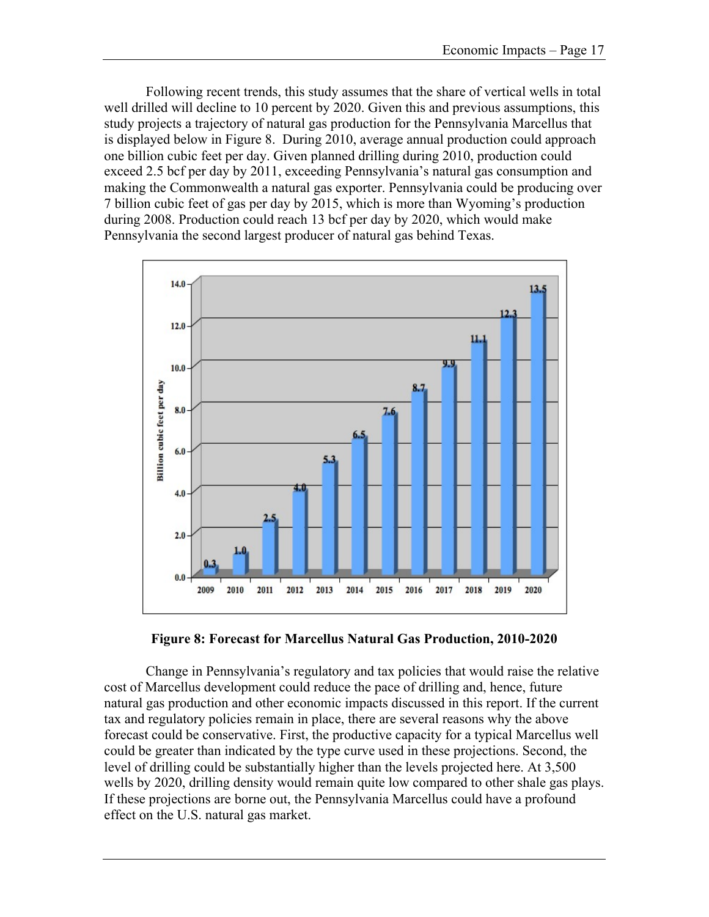Following recent trends, this study assumes that the share of vertical wells in total well drilled will decline to 10 percent by 2020. Given this and previous assumptions, this study projects a trajectory of natural gas production for the Pennsylvania Marcellus that is displayed below in Figure 8. During 2010, average annual production could approach one billion cubic feet per day. Given planned drilling during 2010, production could exceed 2.5 bcf per day by 2011, exceeding Pennsylvania's natural gas consumption and making the Commonwealth a natural gas exporter. Pennsylvania could be producing over 7 billion cubic feet of gas per day by 2015, which is more than Wyoming's production during 2008. Production could reach 13 bcf per day by 2020, which would make Pennsylvania the second largest producer of natural gas behind Texas.

**Figure 8: Forecast for Marcellus Natural Gas Production, 2010-2020**

Change in Pennsylvania's regulatory and tax policies that would raise the relative cost of Marcellus development could reduce the pace of drilling and, hence, future natural gas production and other economic impacts discussed in this report. If the current tax and regulatory policies remain in place, there are several reasons why the above forecast could be conservative. First, the productive capacity for a typical Marcellus well could be greater than indicated by the type curve used in these projections. Second, the level of drilling could be substantially higher than the levels projected here. At 3,500 wells by 2020, drilling density would remain quite low compared to other shale gas plays. If these projections are borne out, the Pennsylvania Marcellus could have a profound effect on the U.S. natural gas market.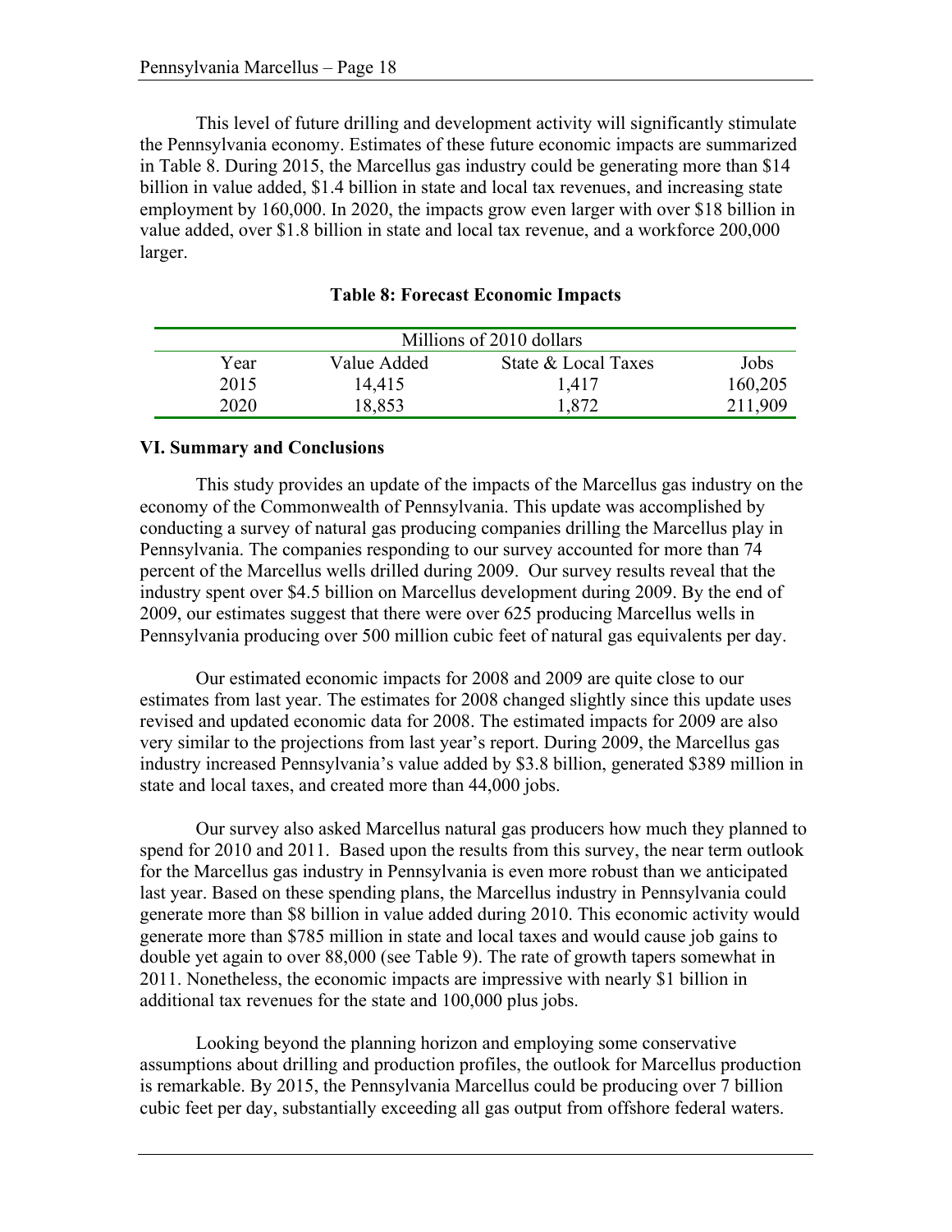This level of future drilling and development activity will significantly stimulate the Pennsylvania economy. Estimates of these future economic impacts are summarized in Table 8. During 2015, the Marcellus gas industry could be generating more than $14 billion in value added, $1.4 billion in state and local tax revenues, and increasing state employment by 160,000. In 2020, the impacts grow even larger with over $18 billion in value added, over $1.8 billion in state and local tax revenue, and a workforce 200,000 larger.

**Table 8: Forecast Economic Impacts**

| Millions of 2010 dollars | | | |
|---|---|---|---|
| Year | Value Added | State & Local Taxes | Jobs |
| 2015 | 14,415 | 1,417 | 160,205 |
| 2020 | 18,853 | 1,872 | 211,909 |

## VI. Summary and Conclusions

This study provides an update of the impacts of the Marcellus gas industry on the economy of the Commonwealth of Pennsylvania. This update was accomplished by conducting a survey of natural gas producing companies drilling the Marcellus play in Pennsylvania. The companies responding to our survey accounted for more than 74 percent of the Marcellus wells drilled during 2009. Our survey results reveal that the industry spent over $4.5 billion on Marcellus development during 2009. By the end of 2009, our estimates suggest that there were over 625 producing Marcellus wells in Pennsylvania producing over 500 million cubic feet of natural gas equivalents per day.

Our estimated economic impacts for 2008 and 2009 are quite close to our estimates from last year. The estimates for 2008 changed slightly since this update uses revised and updated economic data for 2008. The estimated impacts for 2009 are also very similar to the projections from last year's report. During 2009, the Marcellus gas industry increased Pennsylvania's value added by $3.8 billion, generated $389 million in state and local taxes, and created more than 44,000 jobs.

Our survey also asked Marcellus natural gas producers how much they planned to spend for 2010 and 2011. Based upon the results from this survey, the near term outlook for the Marcellus gas industry in Pennsylvania is even more robust than we anticipated last year. Based on these spending plans, the Marcellus industry in Pennsylvania could generate more than $8 billion in value added during 2010. This economic activity would generate more than $785 million in state and local taxes and would cause job gains to double yet again to over 88,000 (see Table 9). The rate of growth tapers somewhat in 2011. Nonetheless, the economic impacts are impressive with nearly $1 billion in additional tax revenues for the state and 100,000 plus jobs.

Looking beyond the planning horizon and employing some conservative assumptions about drilling and production profiles, the outlook for Marcellus production is remarkable. By 2015, the Pennsylvania Marcellus could be producing over 7 billion cubic feet per day, substantially exceeding all gas output from offshore federal waters.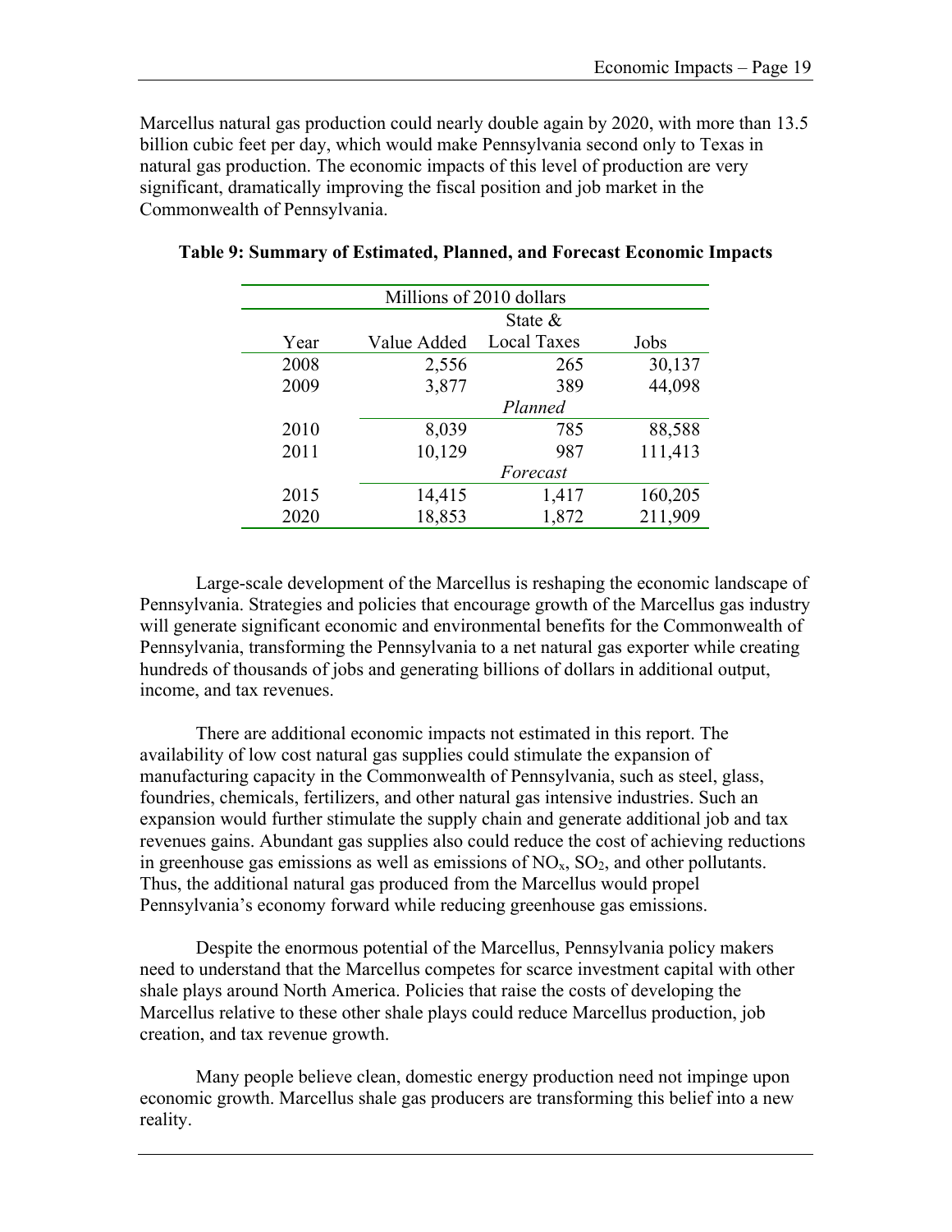Marcellus natural gas production could nearly double again by 2020, with more than 13.5 billion cubic feet per day, which would make Pennsylvania second only to Texas in natural gas production. The economic impacts of this level of production are very significant, dramatically improving the fiscal position and job market in the Commonwealth of Pennsylvania.

**Table 9: Summary of Estimated, Planned, and Forecast Economic Impacts**

| Millions of 2010 dollars | | | |
|---|---|---|---|
| Year | Value Added | State & Local Taxes | Jobs |
| 2008 | 2,556 | 265 | 30,137 |
| 2009 | 3,877 | 389 | 44,098 |
| | | *Planned* | |
| 2010 | 8,039 | 785 | 88,588 |
| 2011 | 10,129 | 987 | 111,413 |
| | | *Forecast* | |
| 2015 | 14,415 | 1,417 | 160,205 |
| 2020 | 18,853 | 1,872 | 211,909 |

Large-scale development of the Marcellus is reshaping the economic landscape of Pennsylvania. Strategies and policies that encourage growth of the Marcellus gas industry will generate significant economic and environmental benefits for the Commonwealth of Pennsylvania, transforming the Pennsylvania to a net natural gas exporter while creating hundreds of thousands of jobs and generating billions of dollars in additional output, income, and tax revenues.

There are additional economic impacts not estimated in this report. The availability of low cost natural gas supplies could stimulate the expansion of manufacturing capacity in the Commonwealth of Pennsylvania, such as steel, glass, foundries, chemicals, fertilizers, and other natural gas intensive industries. Such an expansion would further stimulate the supply chain and generate additional job and tax revenues gains. Abundant gas supplies also could reduce the cost of achieving reductions in greenhouse gas emissions as well as emissions of $NO_x$, $SO_2$, and other pollutants. Thus, the additional natural gas produced from the Marcellus would propel Pennsylvania's economy forward while reducing greenhouse gas emissions.

Despite the enormous potential of the Marcellus, Pennsylvania policy makers need to understand that the Marcellus competes for scarce investment capital with other shale plays around North America. Policies that raise the costs of developing the Marcellus relative to these other shale plays could reduce Marcellus production, job creation, and tax revenue growth.

Many people believe clean, domestic energy production need not impinge upon economic growth. Marcellus shale gas producers are transforming this belief into a new reality.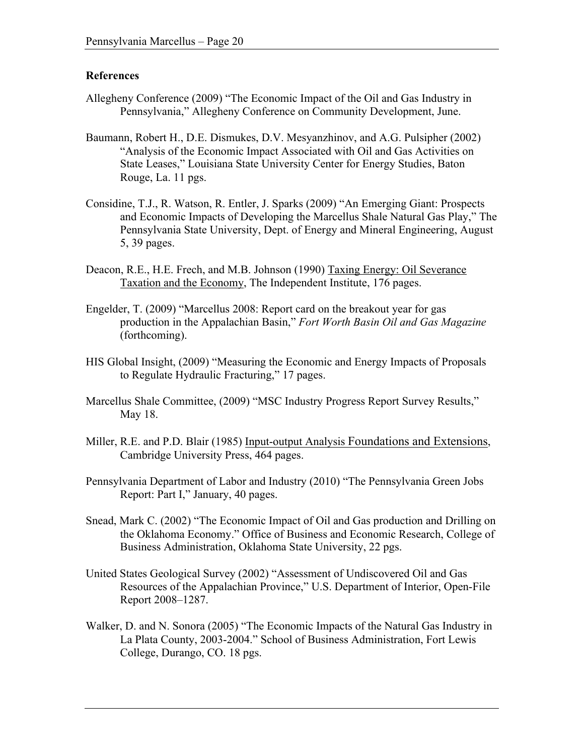## References

Allegheny Conference (2009) "The Economic Impact of the Oil and Gas Industry in Pennsylvania," Allegheny Conference on Community Development, June.

Baumann, Robert H., D.E. Dismukes, D.V. Mesyanzhinov, and A.G. Pulsipher (2002) "Analysis of the Economic Impact Associated with Oil and Gas Activities on State Leases," Louisiana State University Center for Energy Studies, Baton Rouge, La. 11 pgs.

Considine, T.J., R. Watson, R. Entler, J. Sparks (2009) "An Emerging Giant: Prospects and Economic Impacts of Developing the Marcellus Shale Natural Gas Play," The Pennsylvania State University, Dept. of Energy and Mineral Engineering, August 5, 39 pages.

Deacon, R.E., H.E. Frech, and M.B. Johnson (1990) Taxing Energy: Oil Severance Taxation and the Economy, The Independent Institute, 176 pages.

Engelder, T. (2009) "Marcellus 2008: Report card on the breakout year for gas production in the Appalachian Basin," *Fort Worth Basin Oil and Gas Magazine* (forthcoming).

HIS Global Insight, (2009) "Measuring the Economic and Energy Impacts of Proposals to Regulate Hydraulic Fracturing," 17 pages.

Marcellus Shale Committee, (2009) "MSC Industry Progress Report Survey Results," May 18.

Miller, R.E. and P.D. Blair (1985) Input-output Analysis Foundations and Extensions, Cambridge University Press, 464 pages.

Pennsylvania Department of Labor and Industry (2010) "The Pennsylvania Green Jobs Report: Part I," January, 40 pages.

Snead, Mark C. (2002) "The Economic Impact of Oil and Gas production and Drilling on the Oklahoma Economy." Office of Business and Economic Research, College of Business Administration, Oklahoma State University, 22 pgs.

United States Geological Survey (2002) "Assessment of Undiscovered Oil and Gas Resources of the Appalachian Province," U.S. Department of Interior, Open-File Report 2008–1287.

Walker, D. and N. Sonora (2005) "The Economic Impacts of the Natural Gas Industry in La Plata County, 2003-2004." School of Business Administration, Fort Lewis College, Durango, CO. 18 pgs.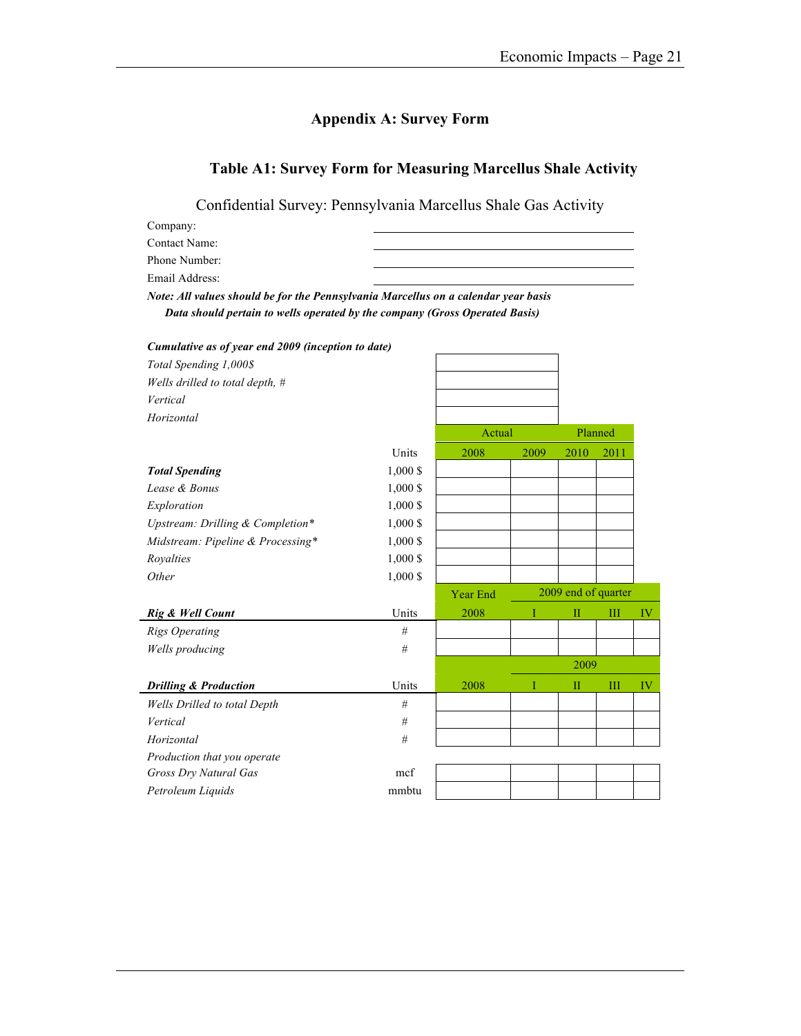# Appendix A: Survey Form

## Table A1: Survey Form for Measuring Marcellus Shale Activity

Confidential Survey: Pennsylvania Marcellus Shale Gas Activity

Company: \_\_\_\_\_\_\_\_\_\_\_\_\_\_\_\_\_\_\_\_

Contact Name: \_\_\_\_\_\_\_\_\_\_\_\_\_\_\_\_\_\_\_\_

Phone Number: \_\_\_\_\_\_\_\_\_\_\_\_\_\_\_\_\_\_\_\_

Email Address: \_\_\_\_\_\_\_\_\_\_\_\_\_\_\_\_\_\_\_\_

***Note: All values should be for the Pennsylvania Marcellus on a calendar year basis***
***Data should pertain to wells operated by the company (Gross Operated Basis)***

***Cumulative as of year end 2009 (inception to date)***

| | |
|---|---|
| *Total Spending 1,000$* | |
| *Wells drilled to total depth, #* | |
| *Vertical* | |
| *Horizontal* | |

| | | Actual | | Planned | |
|---|---|---|---|---|---|
| | Units | 2008 | 2009 | 2010 | 2011 |
| ***Total Spending*** | 1,000 $ | | | | |
| *Lease & Bonus* | 1,000 $ | | | | |
| *Exploration* | 1,000 $ | | | | |
| *Upstream: Drilling & Completion** | 1,000 $ | | | | |
| *Midstream: Pipeline & Processing** | 1,000 $ | | | | |
| *Royalties* | 1,000 $ | | | | |
| *Other* | 1,000 $ | | | | |

| | | Year End | 2009 end of quarter | | | |
|---|---|---|---|---|---|---|
| ***Rig & Well Count*** | Units | 2008 | I | II | III | IV |
| *Rigs Operating* | # | | | | | |
| *Wells producing* | # | | | | | |

| | | | 2009 | | | |
|---|---|---|---|---|---|---|
| ***Drilling & Production*** | Units | 2008 | I | II | III | IV |
| *Wells Drilled to total Depth* | # | | | | | |
| *Vertical* | # | | | | | |
| *Horizontal* | # | | | | | |
| *Production that you operate* | | | | | | |
| *Gross Dry Natural Gas* | mcf | | | | | |
| *Petroleum Liquids* | mmbtu | | | | | |